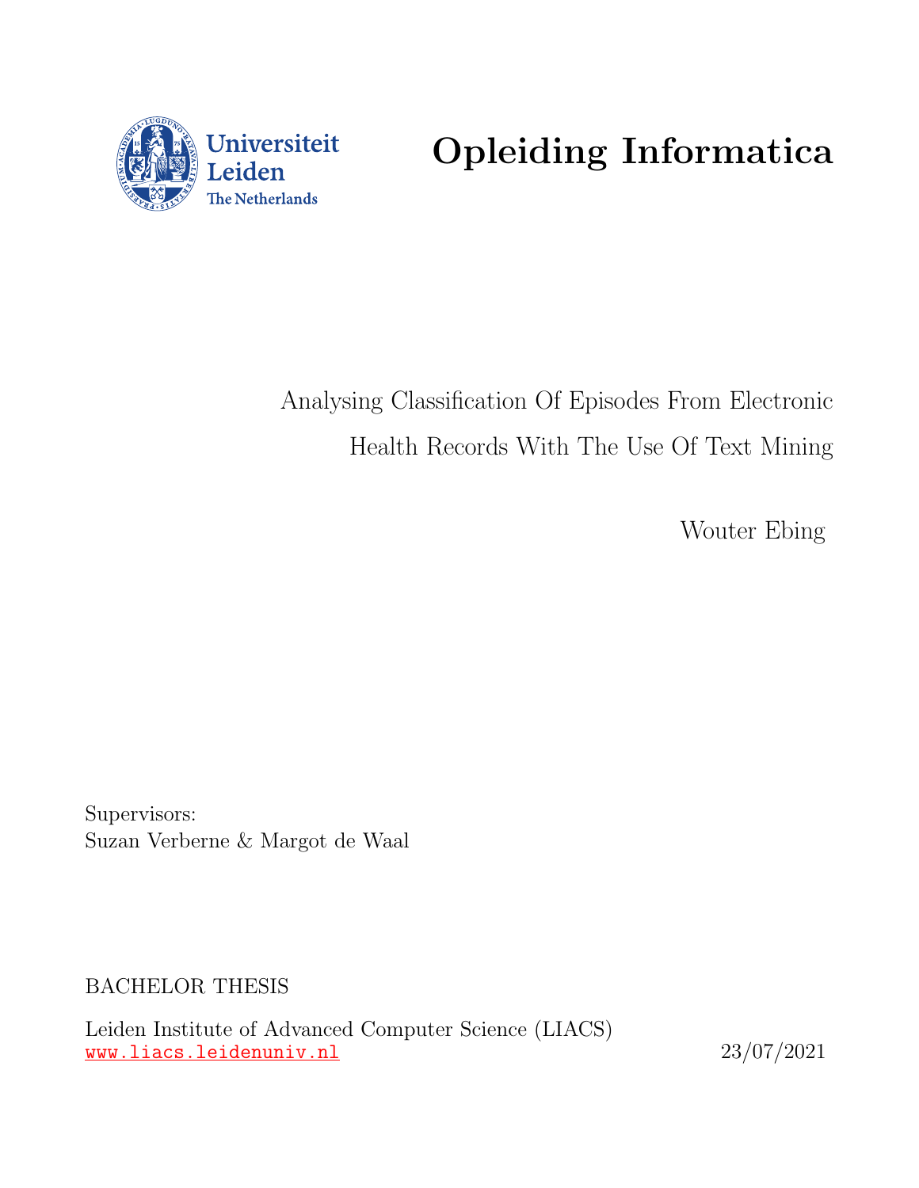Universiteit Leiden
The Netherlands

# Opleiding Informatica

Analysing Classification Of Episodes From Electronic Health Records With The Use Of Text Mining

Wouter Ebing

Supervisors:
Suzan Verberne & Margot de Waal

BACHELOR THESIS

Leiden Institute of Advanced Computer Science (LIACS)
www.liacs.leidenuniv.nl

23/07/2021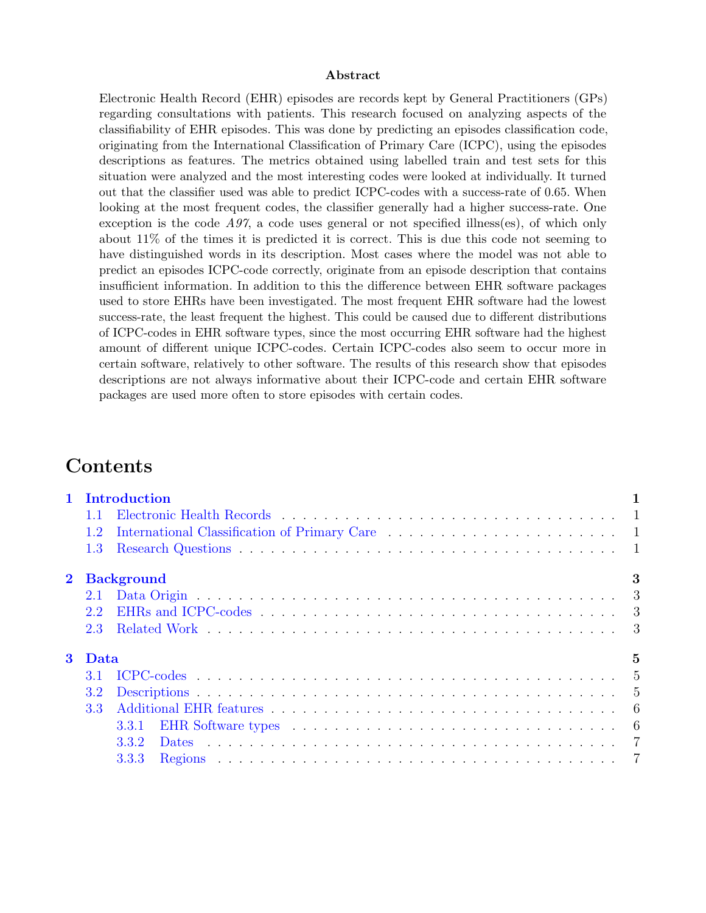**Abstract**

Electronic Health Record (EHR) episodes are records kept by General Practitioners (GPs) regarding consultations with patients. This research focused on analyzing aspects of the classifiability of EHR episodes. This was done by predicting an episodes classification code, originating from the International Classification of Primary Care (ICPC), using the episodes descriptions as features. The metrics obtained using labelled train and test sets for this situation were analyzed and the most interesting codes were looked at individually. It turned out that the classifier used was able to predict ICPC-codes with a success-rate of 0.65. When looking at the most frequent codes, the classifier generally had a higher success-rate. One exception is the code *A97*, a code uses general or not specified illness(es), of which only about 11% of the times it is predicted it is correct. This is due this code not seeming to have distinguished words in its description. Most cases where the model was not able to predict an episodes ICPC-code correctly, originate from an episode description that contains insufficient information. In addition to this the difference between EHR software packages used to store EHRs have been investigated. The most frequent EHR software had the lowest success-rate, the least frequent the highest. This could be caused due to different distributions of ICPC-codes in EHR software types, since the most occurring EHR software had the highest amount of different unique ICPC-codes. Certain ICPC-codes also seem to occur more in certain software, relatively to other software. The results of this research show that episodes descriptions are not always informative about their ICPC-code and certain EHR software packages are used more often to store episodes with certain codes.

# Contents

- **1 Introduction** — 1
  - 1.1 Electronic Health Records — 1
  - 1.2 International Classification of Primary Care — 1
  - 1.3 Research Questions — 1
- **2 Background** — 3
  - 2.1 Data Origin — 3
  - 2.2 EHRs and ICPC-codes — 3
  - 2.3 Related Work — 3
- **3 Data** — 5
  - 3.1 ICPC-codes — 5
  - 3.2 Descriptions — 5
  - 3.3 Additional EHR features — 6
    - 3.3.1 EHR Software types — 6
    - 3.3.2 Dates — 7
    - 3.3.3 Regions — 7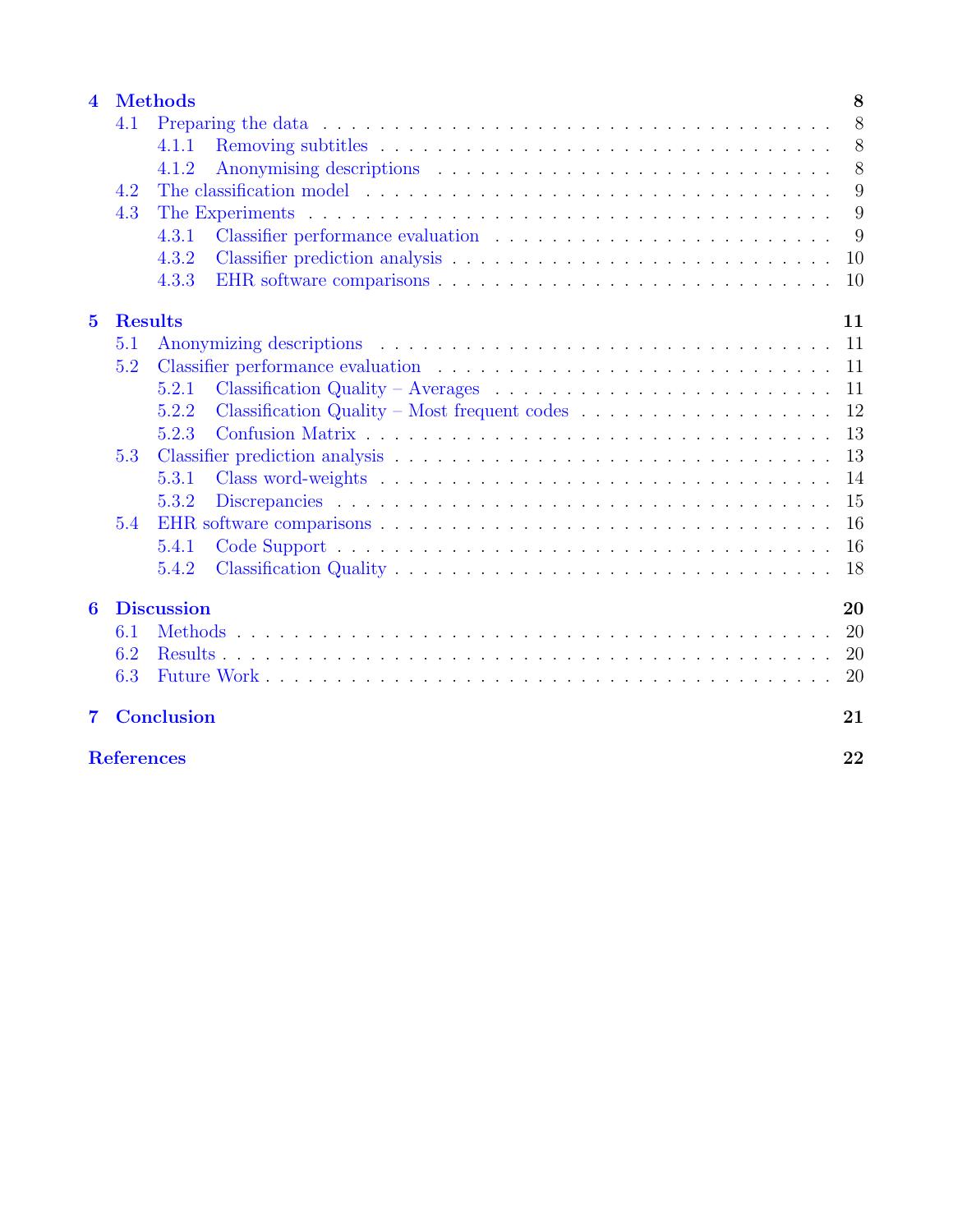**4 Methods** 8

- 4.1 Preparing the data 8
  - 4.1.1 Removing subtitles 8
  - 4.1.2 Anonymising descriptions 8
- 4.2 The classification model 9
- 4.3 The Experiments 9
  - 4.3.1 Classifier performance evaluation 9
  - 4.3.2 Classifier prediction analysis 10
  - 4.3.3 EHR software comparisons 10

**5 Results** 11

- 5.1 Anonymizing descriptions 11
- 5.2 Classifier performance evaluation 11
  - 5.2.1 Classification Quality – Averages 11
  - 5.2.2 Classification Quality – Most frequent codes 12
  - 5.2.3 Confusion Matrix 13
- 5.3 Classifier prediction analysis 13
  - 5.3.1 Class word-weights 14
  - 5.3.2 Discrepancies 15
- 5.4 EHR software comparisons 16
  - 5.4.1 Code Support 16
  - 5.4.2 Classification Quality 18

**6 Discussion** 20

- 6.1 Methods 20
- 6.2 Results 20
- 6.3 Future Work 20

**7 Conclusion** 21

**References** 22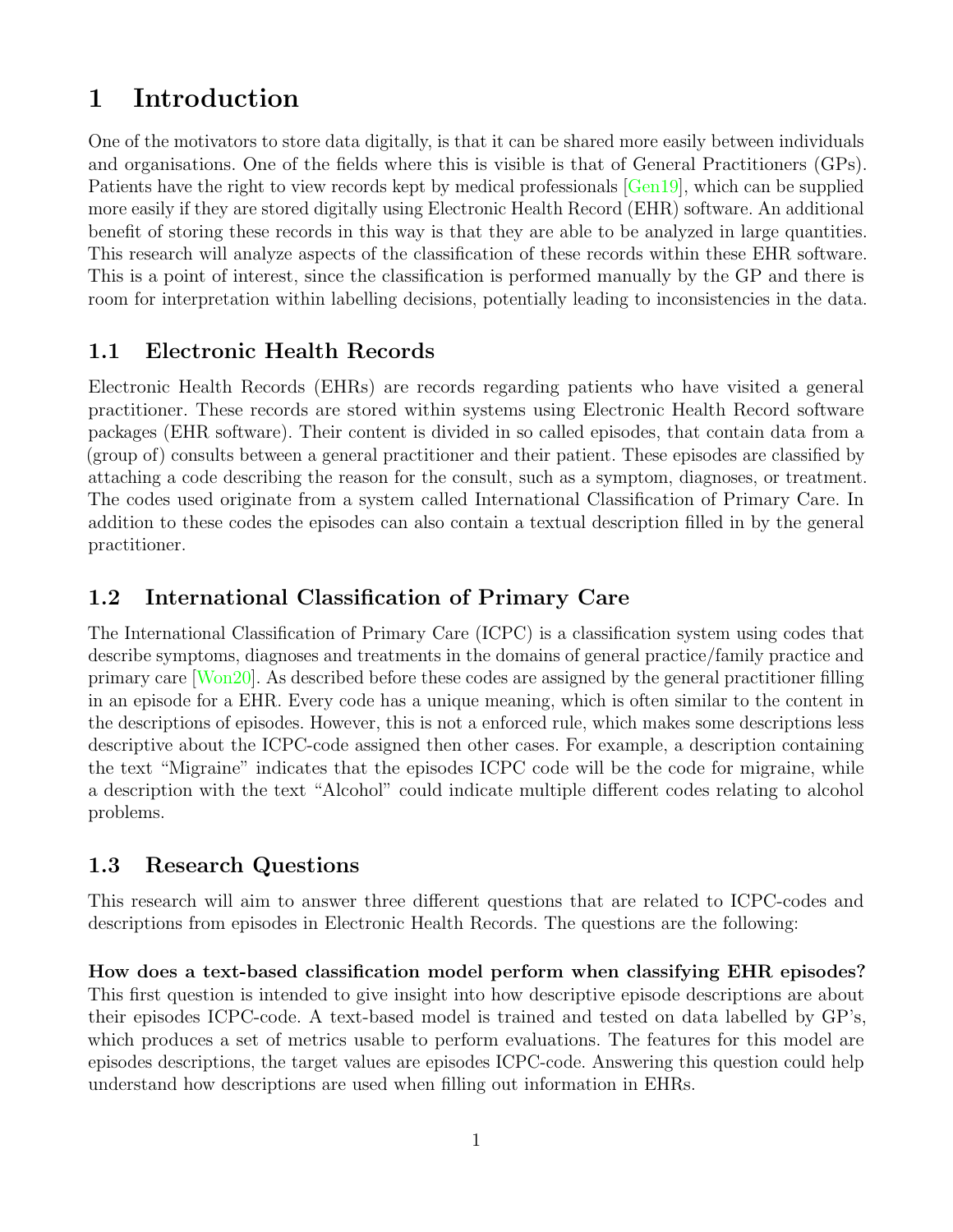# 1 Introduction

One of the motivators to store data digitally, is that it can be shared more easily between individuals and organisations. One of the fields where this is visible is that of General Practitioners (GPs). Patients have the right to view records kept by medical professionals [Gen19], which can be supplied more easily if they are stored digitally using Electronic Health Record (EHR) software. An additional benefit of storing these records in this way is that they are able to be analyzed in large quantities. This research will analyze aspects of the classification of these records within these EHR software. This is a point of interest, since the classification is performed manually by the GP and there is room for interpretation within labelling decisions, potentially leading to inconsistencies in the data.

## 1.1 Electronic Health Records

Electronic Health Records (EHRs) are records regarding patients who have visited a general practitioner. These records are stored within systems using Electronic Health Record software packages (EHR software). Their content is divided in so called episodes, that contain data from a (group of) consults between a general practitioner and their patient. These episodes are classified by attaching a code describing the reason for the consult, such as a symptom, diagnoses, or treatment. The codes used originate from a system called International Classification of Primary Care. In addition to these codes the episodes can also contain a textual description filled in by the general practitioner.

## 1.2 International Classification of Primary Care

The International Classification of Primary Care (ICPC) is a classification system using codes that describe symptoms, diagnoses and treatments in the domains of general practice/family practice and primary care [Won20]. As described before these codes are assigned by the general practitioner filling in an episode for a EHR. Every code has a unique meaning, which is often similar to the content in the descriptions of episodes. However, this is not a enforced rule, which makes some descriptions less descriptive about the ICPC-code assigned then other cases. For example, a description containing the text "Migraine" indicates that the episodes ICPC code will be the code for migraine, while a description with the text "Alcohol" could indicate multiple different codes relating to alcohol problems.

## 1.3 Research Questions

This research will aim to answer three different questions that are related to ICPC-codes and descriptions from episodes in Electronic Health Records. The questions are the following:

**How does a text-based classification model perform when classifying EHR episodes?** This first question is intended to give insight into how descriptive episode descriptions are about their episodes ICPC-code. A text-based model is trained and tested on data labelled by GP's, which produces a set of metrics usable to perform evaluations. The features for this model are episodes descriptions, the target values are episodes ICPC-code. Answering this question could help understand how descriptions are used when filling out information in EHRs.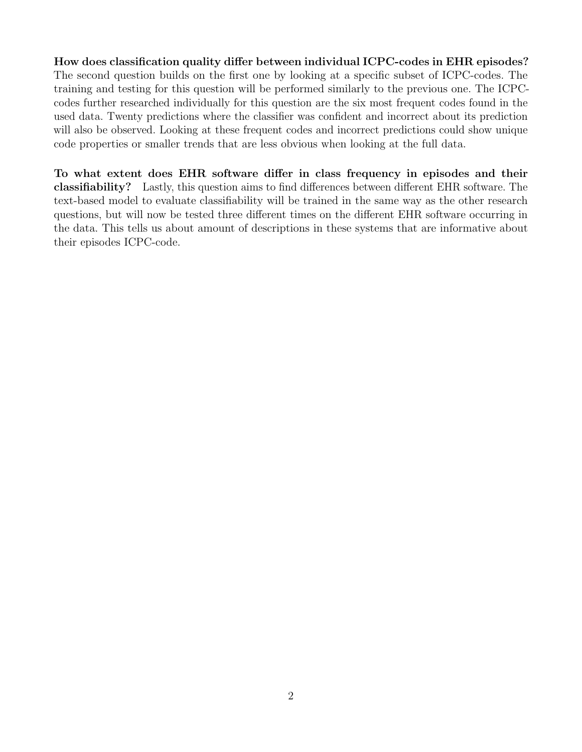**How does classification quality differ between individual ICPC-codes in EHR episodes?** The second question builds on the first one by looking at a specific subset of ICPC-codes. The training and testing for this question will be performed similarly to the previous one. The ICPC-codes further researched individually for this question are the six most frequent codes found in the used data. Twenty predictions where the classifier was confident and incorrect about its prediction will also be observed. Looking at these frequent codes and incorrect predictions could show unique code properties or smaller trends that are less obvious when looking at the full data.

**To what extent does EHR software differ in class frequency in episodes and their classifiability?** Lastly, this question aims to find differences between different EHR software. The text-based model to evaluate classifiability will be trained in the same way as the other research questions, but will now be tested three different times on the different EHR software occurring in the data. This tells us about amount of descriptions in these systems that are informative about their episodes ICPC-code.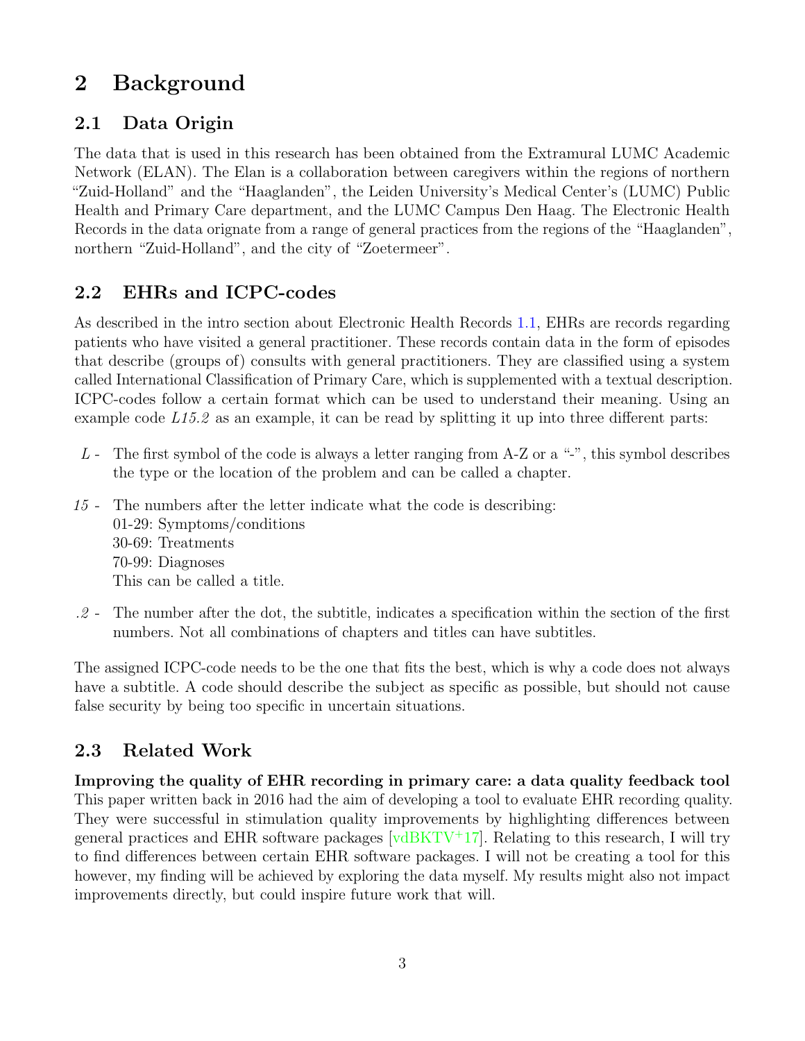# 2 Background

## 2.1 Data Origin

The data that is used in this research has been obtained from the Extramural LUMC Academic Network (ELAN). The Elan is a collaboration between caregivers within the regions of northern "Zuid-Holland" and the "Haaglanden", the Leiden University's Medical Center's (LUMC) Public Health and Primary Care department, and the LUMC Campus Den Haag. The Electronic Health Records in the data orignate from a range of general practices from the regions of the "Haaglanden", northern "Zuid-Holland", and the city of "Zoetermeer".

## 2.2 EHRs and ICPC-codes

As described in the intro section about Electronic Health Records 1.1, EHRs are records regarding patients who have visited a general practitioner. These records contain data in the form of episodes that describe (groups of) consults with general practitioners. They are classified using a system called International Classification of Primary Care, which is supplemented with a textual description. ICPC-codes follow a certain format which can be used to understand their meaning. Using an example code *L15.2* as an example, it can be read by splitting it up into three different parts:

- *L* - The first symbol of the code is always a letter ranging from A-Z or a "-", this symbol describes the type or the location of the problem and can be called a chapter.
- *15* - The numbers after the letter indicate what the code is describing:
  01-29: Symptoms/conditions
  30-69: Treatments
  70-99: Diagnoses
  This can be called a title.
- *.2* - The number after the dot, the subtitle, indicates a specification within the section of the first numbers. Not all combinations of chapters and titles can have subtitles.

The assigned ICPC-code needs to be the one that fits the best, which is why a code does not always have a subtitle. A code should describe the subject as specific as possible, but should not cause false security by being too specific in uncertain situations.

## 2.3 Related Work

**Improving the quality of EHR recording in primary care: a data quality feedback tool**
This paper written back in 2016 had the aim of developing a tool to evaluate EHR recording quality. They were successful in stimulation quality improvements by highlighting differences between general practices and EHR software packages [vdBKTV+17]. Relating to this research, I will try to find differences between certain EHR software packages. I will not be creating a tool for this however, my finding will be achieved by exploring the data myself. My results might also not impact improvements directly, but could inspire future work that will.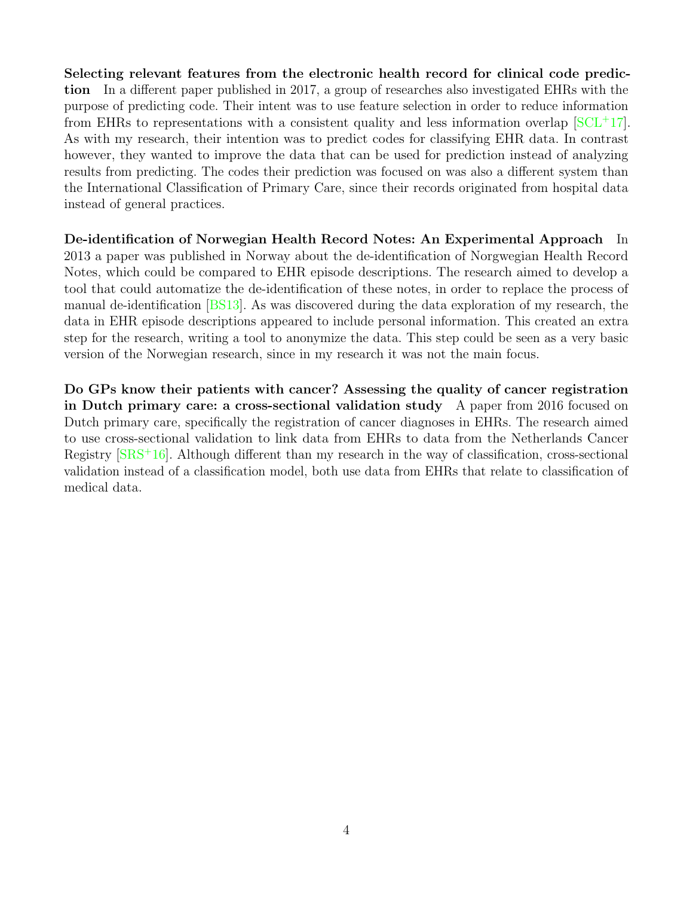**Selecting relevant features from the electronic health record for clinical code prediction** In a different paper published in 2017, a group of researches also investigated EHRs with the purpose of predicting code. Their intent was to use feature selection in order to reduce information from EHRs to representations with a consistent quality and less information overlap [SCL+17]. As with my research, their intention was to predict codes for classifying EHR data. In contrast however, they wanted to improve the data that can be used for prediction instead of analyzing results from predicting. The codes their prediction was focused on was also a different system than the International Classification of Primary Care, since their records originated from hospital data instead of general practices.

**De-identification of Norwegian Health Record Notes: An Experimental Approach** In 2013 a paper was published in Norway about the de-identification of Norgwegian Health Record Notes, which could be compared to EHR episode descriptions. The research aimed to develop a tool that could automatize the de-identification of these notes, in order to replace the process of manual de-identification [BS13]. As was discovered during the data exploration of my research, the data in EHR episode descriptions appeared to include personal information. This created an extra step for the research, writing a tool to anonymize the data. This step could be seen as a very basic version of the Norwegian research, since in my research it was not the main focus.

**Do GPs know their patients with cancer? Assessing the quality of cancer registration in Dutch primary care: a cross-sectional validation study** A paper from 2016 focused on Dutch primary care, specifically the registration of cancer diagnoses in EHRs. The research aimed to use cross-sectional validation to link data from EHRs to data from the Netherlands Cancer Registry [SRS+16]. Although different than my research in the way of classification, cross-sectional validation instead of a classification model, both use data from EHRs that relate to classification of medical data.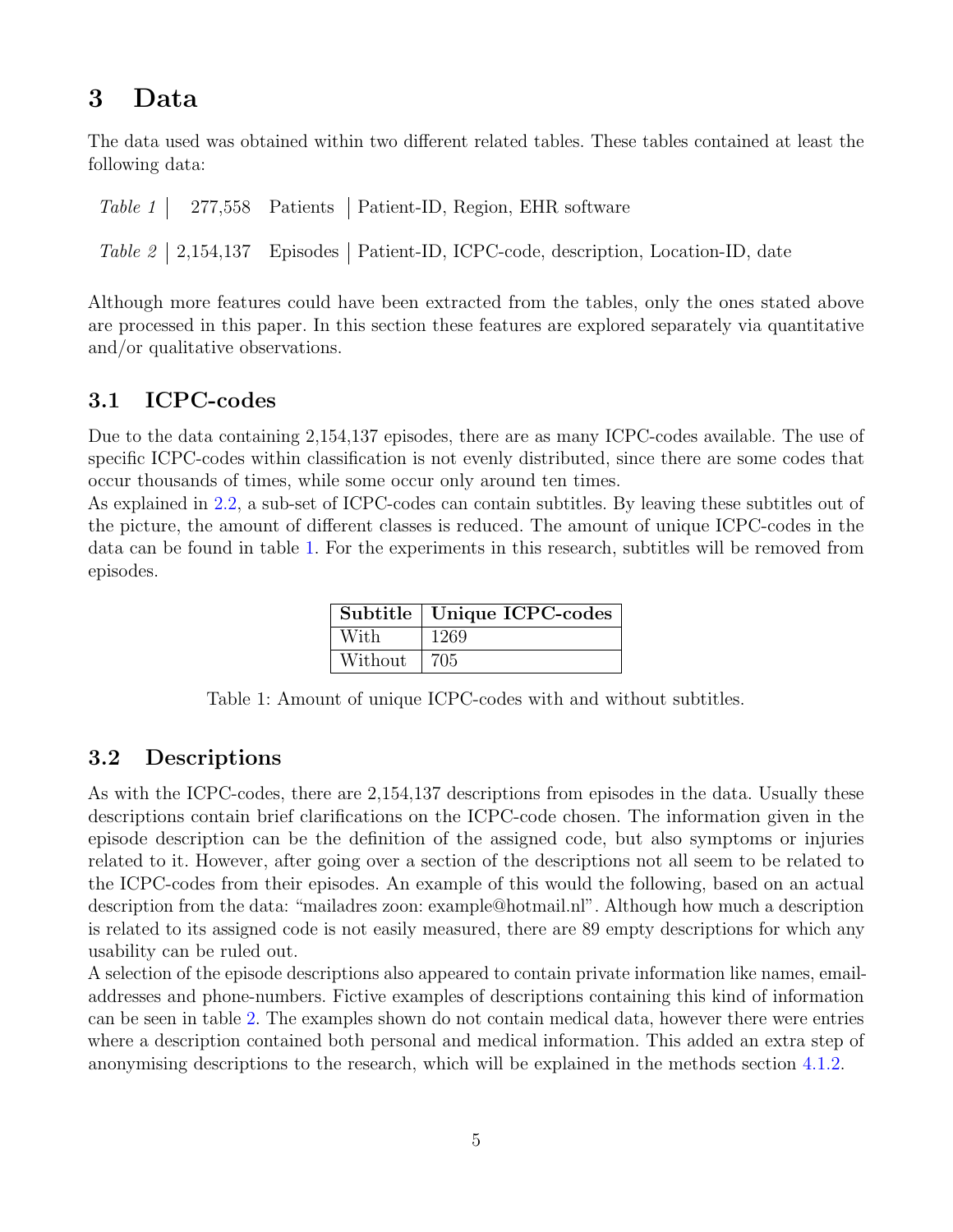# 3 Data

The data used was obtained within two different related tables. These tables contained at least the following data:

| | | | |
|---|---|---|---|
| *Table 1* | 277,558 | Patients | Patient-ID, Region, EHR software |
| *Table 2* | 2,154,137 | Episodes | Patient-ID, ICPC-code, description, Location-ID, date |

Although more features could have been extracted from the tables, only the ones stated above are processed in this paper. In this section these features are explored separately via quantitative and/or qualitative observations.

## 3.1 ICPC-codes

Due to the data containing 2,154,137 episodes, there are as many ICPC-codes available. The use of specific ICPC-codes within classification is not evenly distributed, since there are some codes that occur thousands of times, while some occur only around ten times.
As explained in 2.2, a sub-set of ICPC-codes can contain subtitles. By leaving these subtitles out of the picture, the amount of different classes is reduced. The amount of unique ICPC-codes in the data can be found in table 1. For the experiments in this research, subtitles will be removed from episodes.

| **Subtitle** | **Unique ICPC-codes** |
|---|---|
| With | 1269 |
| Without | 705 |

Table 1: Amount of unique ICPC-codes with and without subtitles.

## 3.2 Descriptions

As with the ICPC-codes, there are 2,154,137 descriptions from episodes in the data. Usually these descriptions contain brief clarifications on the ICPC-code chosen. The information given in the episode description can be the definition of the assigned code, but also symptoms or injuries related to it. However, after going over a section of the descriptions not all seem to be related to the ICPC-codes from their episodes. An example of this would the following, based on an actual description from the data: "mailadres zoon: example@hotmail.nl". Although how much a description is related to its assigned code is not easily measured, there are 89 empty descriptions for which any usability can be ruled out.
A selection of the episode descriptions also appeared to contain private information like names, email-addresses and phone-numbers. Fictive examples of descriptions containing this kind of information can be seen in table 2. The examples shown do not contain medical data, however there were entries where a description contained both personal and medical information. This added an extra step of anonymising descriptions to the research, which will be explained in the methods section 4.1.2.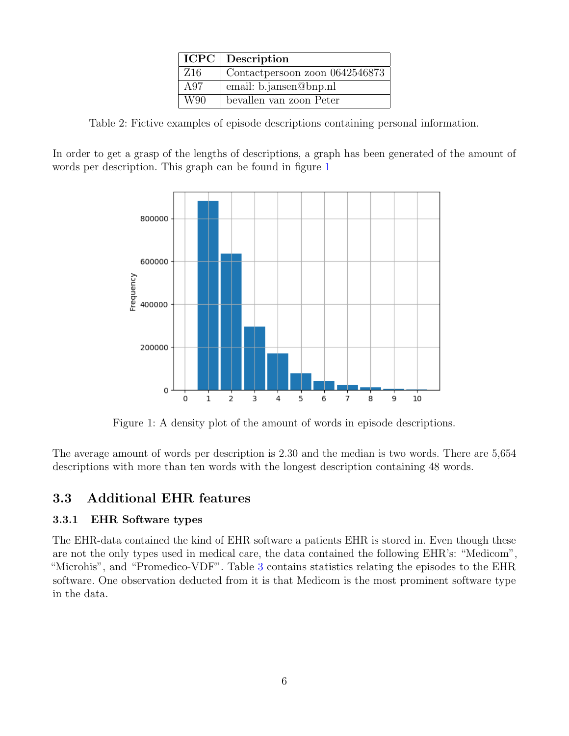| ICPC | Description |
|---|---|
| Z16 | Contactpersoon zoon 0642546873 |
| A97 | email: b.jansen@bnp.nl |
| W90 | bevallen van zoon Peter |

Table 2: Fictive examples of episode descriptions containing personal information.

In order to get a grasp of the lengths of descriptions, a graph has been generated of the amount of words per description. This graph can be found in figure 1

Figure 1: A density plot of the amount of words in episode descriptions.

The average amount of words per description is 2.30 and the median is two words. There are 5,654 descriptions with more than ten words with the longest description containing 48 words.

## 3.3 Additional EHR features

### 3.3.1 EHR Software types

The EHR-data contained the kind of EHR software a patients EHR is stored in. Even though these are not the only types used in medical care, the data contained the following EHR's: "Medicom", "Microhis", and "Promedico-VDF". Table 3 contains statistics relating the episodes to the EHR software. One observation deducted from it is that Medicom is the most prominent software type in the data.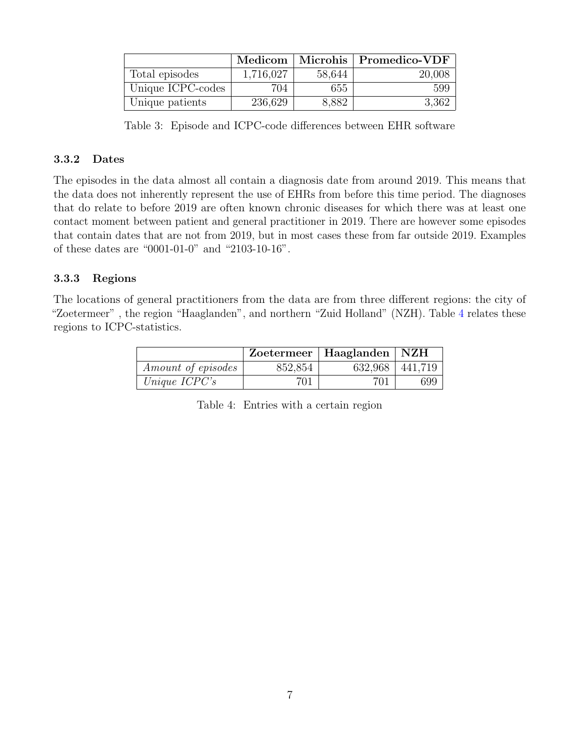|  | **Medicom** | **Microhis** | **Promedico-VDF** |
|---|---|---|---|
| Total episodes | 1,716,027 | 58,644 | 20,008 |
| Unique ICPC-codes | 704 | 655 | 599 |
| Unique patients | 236,629 | 8,882 | 3,362 |

Table 3: Episode and ICPC-code differences between EHR software

### 3.3.2 Dates

The episodes in the data almost all contain a diagnosis date from around 2019. This means that the data does not inherently represent the use of EHRs from before this time period. The diagnoses that do relate to before 2019 are often known chronic diseases for which there was at least one contact moment between patient and general practitioner in 2019. There are however some episodes that contain dates that are not from 2019, but in most cases these from far outside 2019. Examples of these dates are "0001-01-0" and "2103-10-16".

### 3.3.3 Regions

The locations of general practitioners from the data are from three different regions: the city of "Zoetermeer" , the region "Haaglanden", and northern "Zuid Holland" (NZH). Table 4 relates these regions to ICPC-statistics.

|  | **Zoetermeer** | **Haaglanden** | **NZH** |
|---|---|---|---|
| *Amount of episodes* | 852,854 | 632,968 | 441,719 |
| *Unique ICPC's* | 701 | 701 | 699 |

Table 4: Entries with a certain region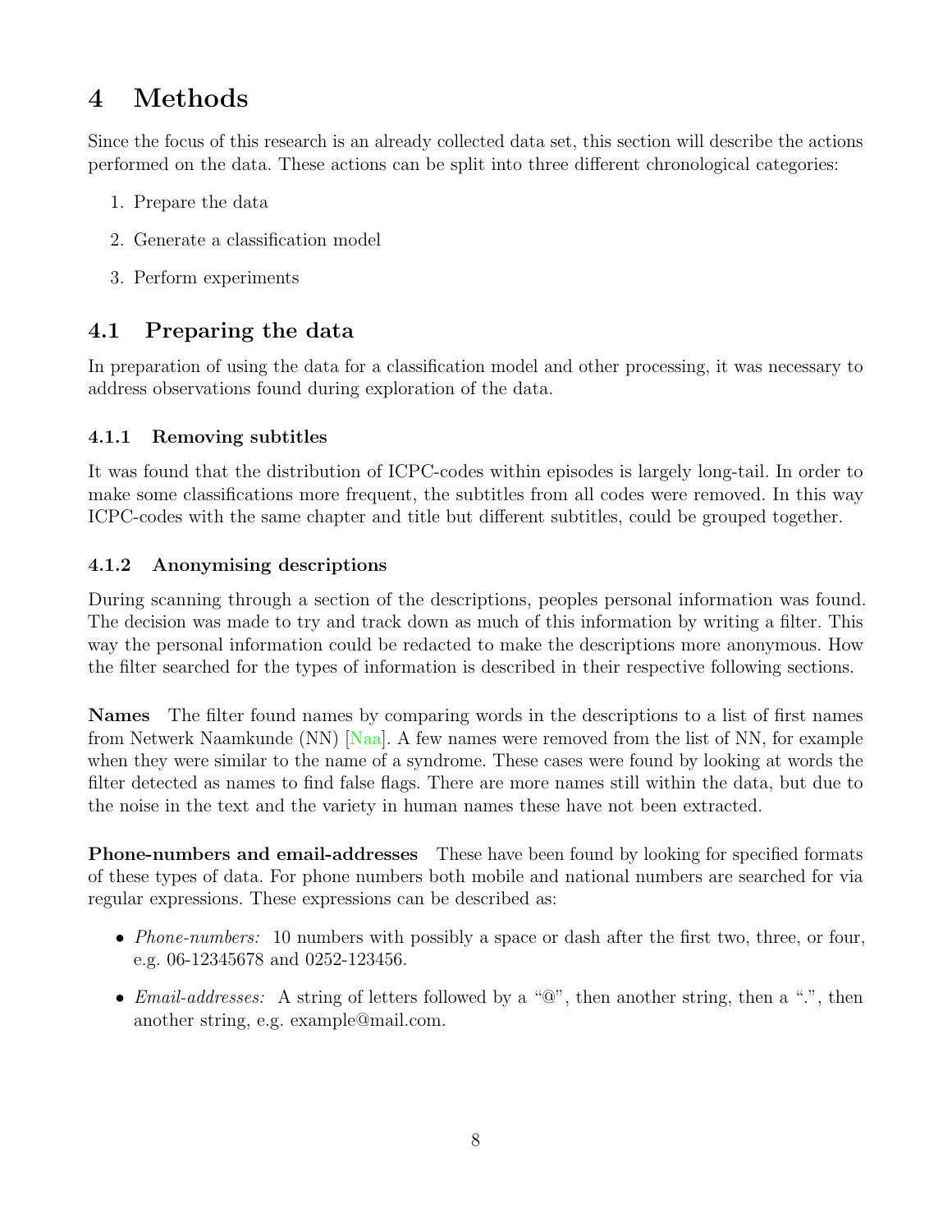# 4 Methods

Since the focus of this research is an already collected data set, this section will describe the actions performed on the data. These actions can be split into three different chronological categories:

1. Prepare the data
2. Generate a classification model
3. Perform experiments

## 4.1 Preparing the data

In preparation of using the data for a classification model and other processing, it was necessary to address observations found during exploration of the data.

### 4.1.1 Removing subtitles

It was found that the distribution of ICPC-codes within episodes is largely long-tail. In order to make some classifications more frequent, the subtitles from all codes were removed. In this way ICPC-codes with the same chapter and title but different subtitles, could be grouped together.

### 4.1.2 Anonymising descriptions

During scanning through a section of the descriptions, peoples personal information was found. The decision was made to try and track down as much of this information by writing a filter. This way the personal information could be redacted to make the descriptions more anonymous. How the filter searched for the types of information is described in their respective following sections.

**Names** The filter found names by comparing words in the descriptions to a list of first names from Netwerk Naamkunde (NN) [Naa]. A few names were removed from the list of NN, for example when they were similar to the name of a syndrome. These cases were found by looking at words the filter detected as names to find false flags. There are more names still within the data, but due to the noise in the text and the variety in human names these have not been extracted.

**Phone-numbers and email-addresses** These have been found by looking for specified formats of these types of data. For phone numbers both mobile and national numbers are searched for via regular expressions. These expressions can be described as:

- *Phone-numbers:* 10 numbers with possibly a space or dash after the first two, three, or four, e.g. 06-12345678 and 0252-123456.
- *Email-addresses:* A string of letters followed by a "@", then another string, then a ".", then another string, e.g. example@mail.com.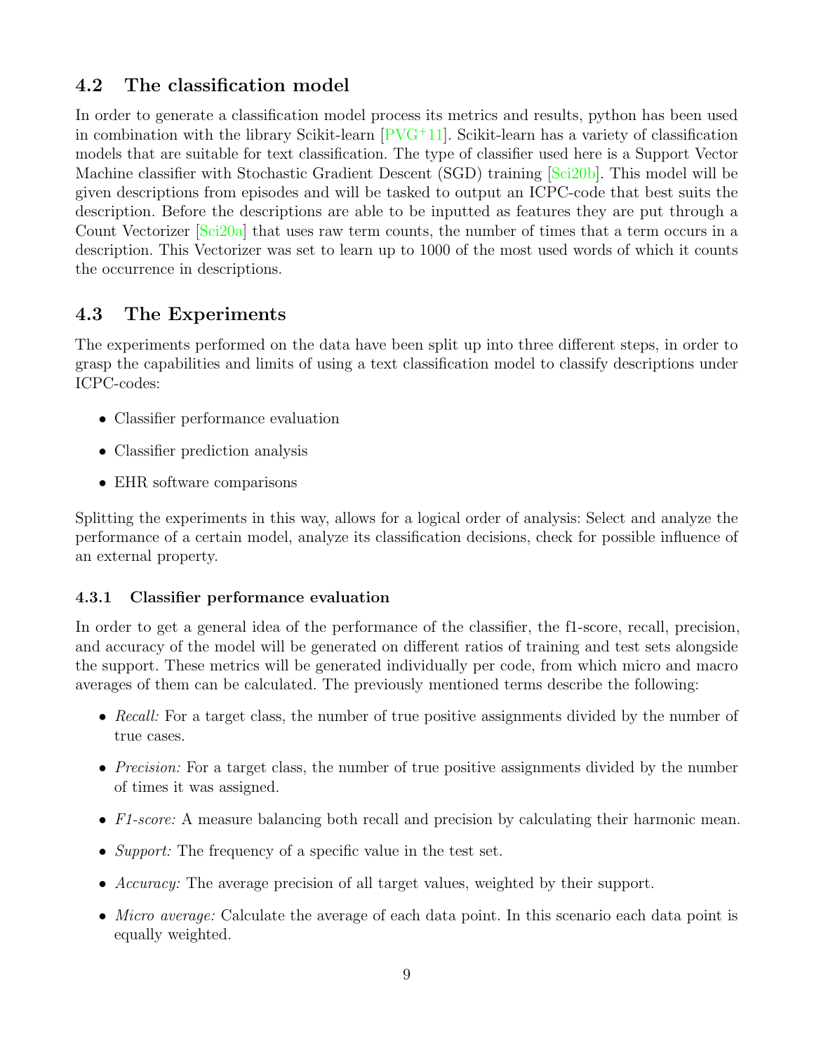## 4.2 The classification model

In order to generate a classification model process its metrics and results, python has been used in combination with the library Scikit-learn [PVG+11]. Scikit-learn has a variety of classification models that are suitable for text classification. The type of classifier used here is a Support Vector Machine classifier with Stochastic Gradient Descent (SGD) training [Sci20b]. This model will be given descriptions from episodes and will be tasked to output an ICPC-code that best suits the description. Before the descriptions are able to be inputted as features they are put through a Count Vectorizer [Sci20a] that uses raw term counts, the number of times that a term occurs in a description. This Vectorizer was set to learn up to 1000 of the most used words of which it counts the occurrence in descriptions.

## 4.3 The Experiments

The experiments performed on the data have been split up into three different steps, in order to grasp the capabilities and limits of using a text classification model to classify descriptions under ICPC-codes:

- Classifier performance evaluation
- Classifier prediction analysis
- EHR software comparisons

Splitting the experiments in this way, allows for a logical order of analysis: Select and analyze the performance of a certain model, analyze its classification decisions, check for possible influence of an external property.

### 4.3.1 Classifier performance evaluation

In order to get a general idea of the performance of the classifier, the f1-score, recall, precision, and accuracy of the model will be generated on different ratios of training and test sets alongside the support. These metrics will be generated individually per code, from which micro and macro averages of them can be calculated. The previously mentioned terms describe the following:

- *Recall:* For a target class, the number of true positive assignments divided by the number of true cases.
- *Precision:* For a target class, the number of true positive assignments divided by the number of times it was assigned.
- *F1-score:* A measure balancing both recall and precision by calculating their harmonic mean.
- *Support:* The frequency of a specific value in the test set.
- *Accuracy:* The average precision of all target values, weighted by their support.
- *Micro average:* Calculate the average of each data point. In this scenario each data point is equally weighted.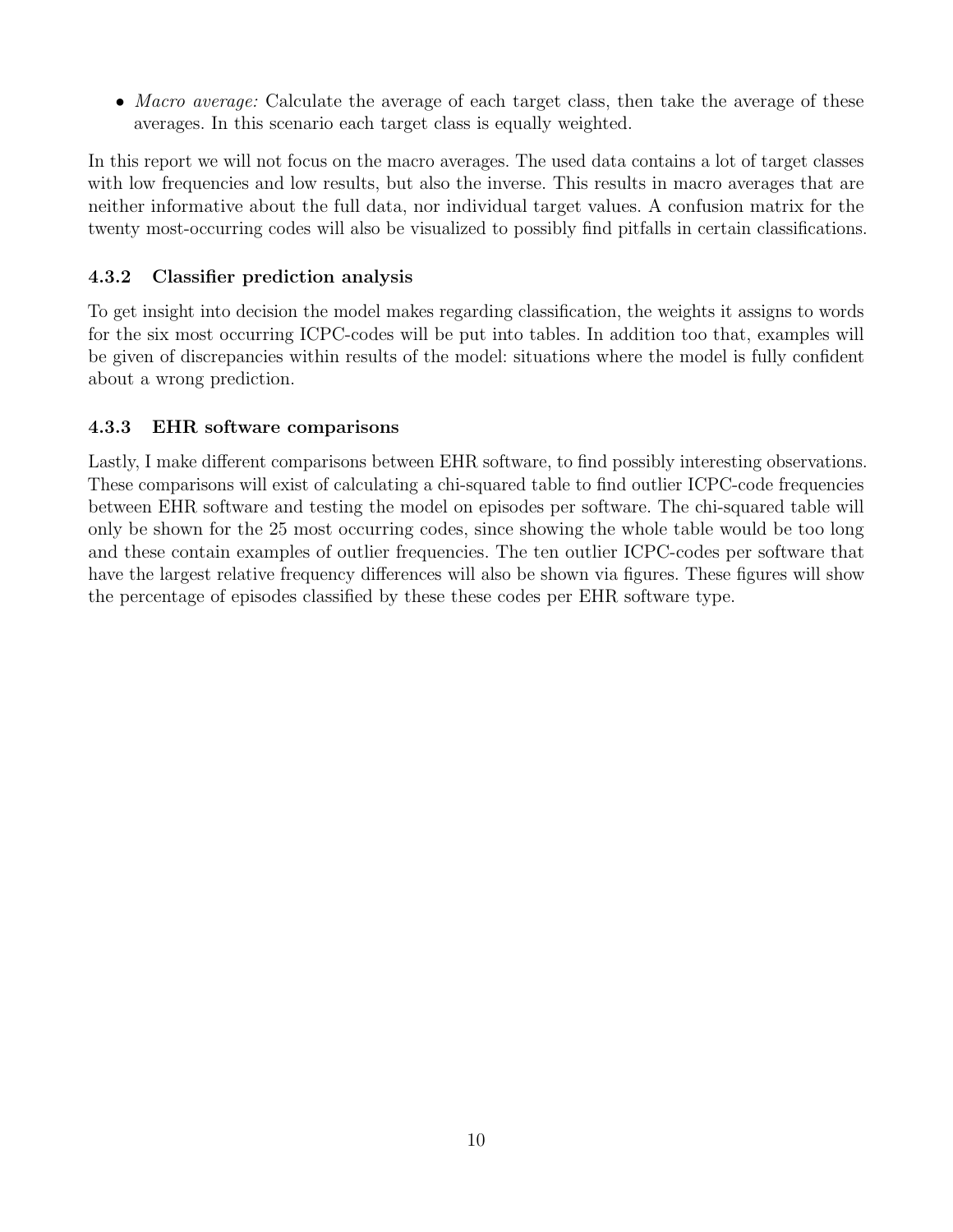- *Macro average:* Calculate the average of each target class, then take the average of these averages. In this scenario each target class is equally weighted.

In this report we will not focus on the macro averages. The used data contains a lot of target classes with low frequencies and low results, but also the inverse. This results in macro averages that are neither informative about the full data, nor individual target values. A confusion matrix for the twenty most-occurring codes will also be visualized to possibly find pitfalls in certain classifications.

### 4.3.2 Classifier prediction analysis

To get insight into decision the model makes regarding classification, the weights it assigns to words for the six most occurring ICPC-codes will be put into tables. In addition too that, examples will be given of discrepancies within results of the model: situations where the model is fully confident about a wrong prediction.

### 4.3.3 EHR software comparisons

Lastly, I make different comparisons between EHR software, to find possibly interesting observations. These comparisons will exist of calculating a chi-squared table to find outlier ICPC-code frequencies between EHR software and testing the model on episodes per software. The chi-squared table will only be shown for the 25 most occurring codes, since showing the whole table would be too long and these contain examples of outlier frequencies. The ten outlier ICPC-codes per software that have the largest relative frequency differences will also be shown via figures. These figures will show the percentage of episodes classified by these these codes per EHR software type.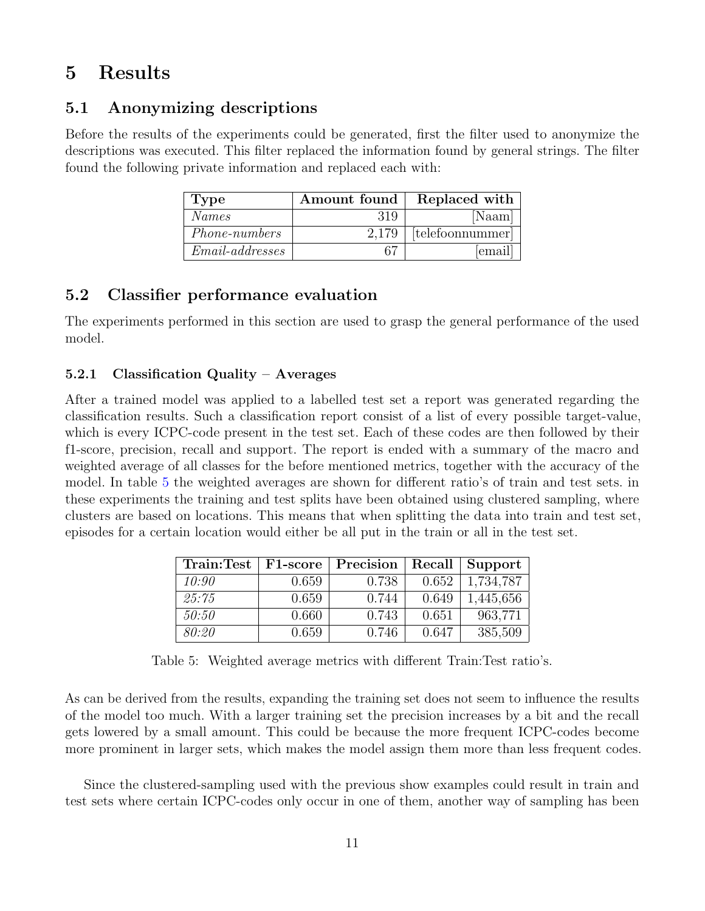# 5 Results

## 5.1 Anonymizing descriptions

Before the results of the experiments could be generated, first the filter used to anonymize the descriptions was executed. This filter replaced the information found by general strings. The filter found the following private information and replaced each with:

| Type | Amount found | Replaced with |
|---|---|---|
| *Names* | 319 | [Naam] |
| *Phone-numbers* | 2,179 | [telefoonnummer] |
| *Email-addresses* | 67 | [email] |

## 5.2 Classifier performance evaluation

The experiments performed in this section are used to grasp the general performance of the used model.

### 5.2.1 Classification Quality – Averages

After a trained model was applied to a labelled test set a report was generated regarding the classification results. Such a classification report consist of a list of every possible target-value, which is every ICPC-code present in the test set. Each of these codes are then followed by their f1-score, precision, recall and support. The report is ended with a summary of the macro and weighted average of all classes for the before mentioned metrics, together with the accuracy of the model. In table 5 the weighted averages are shown for different ratio's of train and test sets. in these experiments the training and test splits have been obtained using clustered sampling, where clusters are based on locations. This means that when splitting the data into train and test set, episodes for a certain location would either be all put in the train or all in the test set.

| Train:Test | F1-score | Precision | Recall | Support |
|---|---|---|---|---|
| *10:90* | 0.659 | 0.738 | 0.652 | 1,734,787 |
| *25:75* | 0.659 | 0.744 | 0.649 | 1,445,656 |
| *50:50* | 0.660 | 0.743 | 0.651 | 963,771 |
| *80:20* | 0.659 | 0.746 | 0.647 | 385,509 |

Table 5: Weighted average metrics with different Train:Test ratio's.

As can be derived from the results, expanding the training set does not seem to influence the results of the model too much. With a larger training set the precision increases by a bit and the recall gets lowered by a small amount. This could be because the more frequent ICPC-codes become more prominent in larger sets, which makes the model assign them more than less frequent codes.

Since the clustered-sampling used with the previous show examples could result in train and test sets where certain ICPC-codes only occur in one of them, another way of sampling has been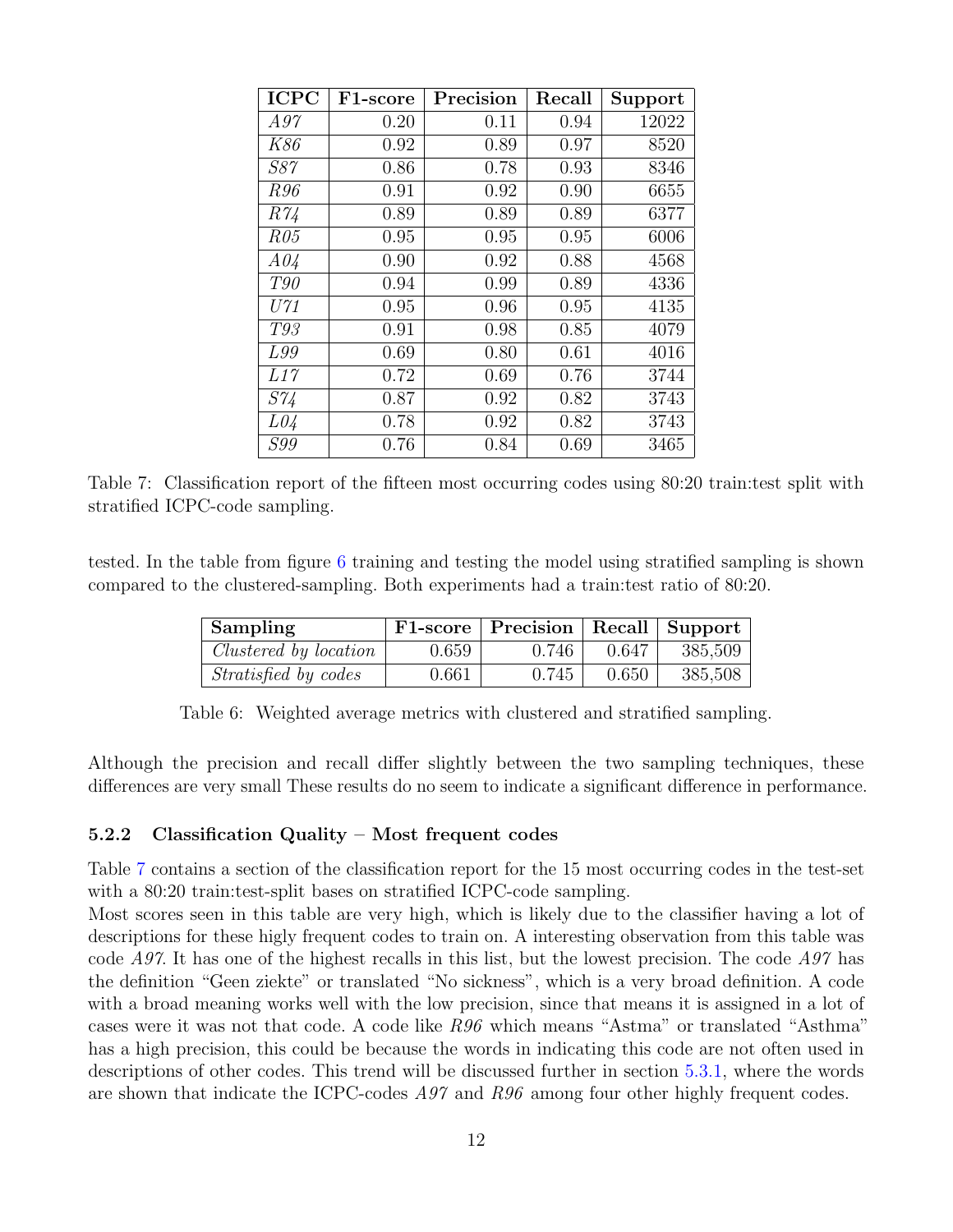| ICPC | F1-score | Precision | Recall | Support |
|---|---|---|---|---|
| *A97* | 0.20 | 0.11 | 0.94 | 12022 |
| *K86* | 0.92 | 0.89 | 0.97 | 8520 |
| *S87* | 0.86 | 0.78 | 0.93 | 8346 |
| *R96* | 0.91 | 0.92 | 0.90 | 6655 |
| *R74* | 0.89 | 0.89 | 0.89 | 6377 |
| *R05* | 0.95 | 0.95 | 0.95 | 6006 |
| *A04* | 0.90 | 0.92 | 0.88 | 4568 |
| *T90* | 0.94 | 0.99 | 0.89 | 4336 |
| *U71* | 0.95 | 0.96 | 0.95 | 4135 |
| *T93* | 0.91 | 0.98 | 0.85 | 4079 |
| *L99* | 0.69 | 0.80 | 0.61 | 4016 |
| *L17* | 0.72 | 0.69 | 0.76 | 3744 |
| *S74* | 0.87 | 0.92 | 0.82 | 3743 |
| *L04* | 0.78 | 0.92 | 0.82 | 3743 |
| *S99* | 0.76 | 0.84 | 0.69 | 3465 |

Table 7: Classification report of the fifteen most occurring codes using 80:20 train:test split with stratified ICPC-code sampling.

tested. In the table from figure 6 training and testing the model using stratified sampling is shown compared to the clustered-sampling. Both experiments had a train:test ratio of 80:20.

| Sampling | F1-score | Precision | Recall | Support |
|---|---|---|---|---|
| *Clustered by location* | 0.659 | 0.746 | 0.647 | 385,509 |
| *Stratisfied by codes* | 0.661 | 0.745 | 0.650 | 385,508 |

Table 6: Weighted average metrics with clustered and stratified sampling.

Although the precision and recall differ slightly between the two sampling techniques, these differences are very small These results do no seem to indicate a significant difference in performance.

### 5.2.2 Classification Quality – Most frequent codes

Table 7 contains a section of the classification report for the 15 most occurring codes in the test-set with a 80:20 train:test-split bases on stratified ICPC-code sampling.
Most scores seen in this table are very high, which is likely due to the classifier having a lot of descriptions for these higly frequent codes to train on. A interesting observation from this table was code *A97*. It has one of the highest recalls in this list, but the lowest precision. The code *A97* has the definition "Geen ziekte" or translated "No sickness", which is a very broad definition. A code with a broad meaning works well with the low precision, since that means it is assigned in a lot of cases were it was not that code. A code like *R96* which means "Astma" or translated "Asthma" has a high precision, this could be because the words in indicating this code are not often used in descriptions of other codes. This trend will be discussed further in section 5.3.1, where the words are shown that indicate the ICPC-codes *A97* and *R96* among four other highly frequent codes.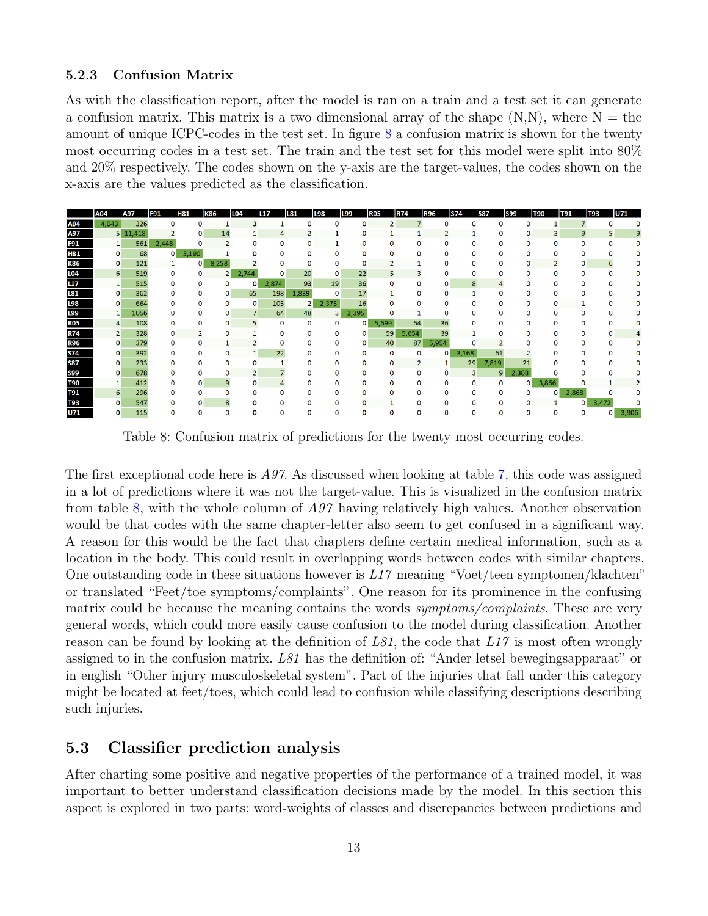### 5.2.3 Confusion Matrix

As with the classification report, after the model is ran on a train and a test set it can generate a confusion matrix. This matrix is a two dimensional array of the shape (N,N), where N = the amount of unique ICPC-codes in the test set. In figure 8 a confusion matrix is shown for the twenty most occurring codes in a test set. The train and the test set for this model were split into 80% and 20% respectively. The codes shown on the y-axis are the target-values, the codes shown on the x-axis are the values predicted as the classification.

| | A04 | A97 | F91 | H81 | K86 | L04 | L17 | L81 | L98 | L99 | R05 | R74 | R96 | S74 | S87 | S99 | T90 | T91 | T93 | U71 |
|---|---|---|---|---|---|---|---|---|---|---|---|---|---|---|---|---|---|---|---|---|
| A04 | 4,043 | 326 | 0 | 0 | 1 | 3 | 1 | 0 | 0 | 0 | 2 | 7 | 0 | 0 | 0 | 0 | 1 | 7 | 0 | 0 |
| A97 | 5 | 11,418 | 2 | 0 | 14 | 1 | 4 | 2 | 1 | 0 | 1 | 1 | 2 | 1 | 0 | 0 | 3 | 9 | 5 | 9 |
| F91 | 1 | 561 | 2,448 | 0 | 2 | 0 | 0 | 0 | 1 | 0 | 0 | 0 | 0 | 0 | 0 | 0 | 0 | 0 | 0 | 0 |
| H81 | 0 | 68 | 0 | 3,190 | 1 | 0 | 0 | 0 | 0 | 0 | 0 | 0 | 0 | 0 | 0 | 0 | 0 | 0 | 0 | 0 |
| K86 | 0 | 121 | 1 | 0 | 8,258 | 2 | 0 | 0 | 0 | 0 | 2 | 1 | 0 | 0 | 0 | 0 | 2 | 0 | 6 | 0 |
| L04 | 6 | 519 | 0 | 0 | 2 | 2,744 | 0 | 20 | 0 | 22 | 5 | 3 | 0 | 0 | 0 | 0 | 0 | 0 | 0 | 0 |
| L17 | 1 | 515 | 0 | 0 | 0 | 0 | 2,874 | 93 | 19 | 36 | 0 | 0 | 0 | 8 | 4 | 0 | 0 | 0 | 0 | 0 |
| L81 | 0 | 362 | 0 | 0 | 0 | 65 | 198 | 1,839 | 0 | 17 | 1 | 0 | 0 | 1 | 0 | 0 | 0 | 0 | 0 | 0 |
| L98 | 0 | 664 | 0 | 0 | 0 | 0 | 105 | 2 | 2,375 | 16 | 0 | 0 | 0 | 0 | 0 | 0 | 0 | 1 | 0 | 0 |
| L99 | 1 | 1056 | 0 | 0 | 0 | 7 | 64 | 48 | 3 | 2,395 | 0 | 1 | 0 | 0 | 0 | 0 | 0 | 0 | 0 | 0 |
| R05 | 4 | 108 | 0 | 0 | 0 | 5 | 0 | 0 | 0 | 0 | 5,699 | 64 | 36 | 0 | 0 | 0 | 0 | 0 | 0 | 0 |
| R74 | 2 | 328 | 0 | 2 | 0 | 1 | 0 | 0 | 0 | 0 | 59 | 5,654 | 39 | 1 | 0 | 0 | 0 | 0 | 0 | 4 |
| R96 | 0 | 379 | 0 | 0 | 1 | 2 | 0 | 0 | 0 | 0 | 40 | 87 | 5,954 | 0 | 2 | 0 | 0 | 0 | 0 | 0 |
| S74 | 0 | 392 | 0 | 0 | 0 | 1 | 22 | 0 | 0 | 0 | 0 | 0 | 0 | 3,168 | 61 | 2 | 0 | 0 | 0 | 0 |
| S87 | 0 | 233 | 0 | 0 | 0 | 0 | 1 | 0 | 0 | 0 | 0 | 2 | 1 | 29 | 7,819 | 21 | 0 | 0 | 0 | 0 |
| S99 | 0 | 678 | 0 | 0 | 0 | 2 | 7 | 0 | 0 | 0 | 0 | 0 | 0 | 3 | 9 | 2,308 | 0 | 0 | 0 | 0 |
| T90 | 1 | 412 | 0 | 0 | 9 | 0 | 4 | 0 | 0 | 0 | 0 | 0 | 0 | 0 | 0 | 0 | 3,866 | 0 | 1 | 2 |
| T91 | 6 | 296 | 0 | 0 | 0 | 0 | 0 | 0 | 0 | 0 | 0 | 0 | 0 | 0 | 0 | 0 | 0 | 2,868 | 0 | 0 |
| T93 | 0 | 547 | 0 | 0 | 8 | 0 | 0 | 0 | 0 | 0 | 1 | 0 | 0 | 0 | 0 | 0 | 1 | 0 | 3,472 | 0 |
| U71 | 0 | 115 | 0 | 0 | 0 | 0 | 0 | 0 | 0 | 0 | 0 | 0 | 0 | 0 | 0 | 0 | 0 | 0 | 0 | 3,906 |

Table 8: Confusion matrix of predictions for the twenty most occurring codes.

The first exceptional code here is *A97*. As discussed when looking at table 7, this code was assigned in a lot of predictions where it was not the target-value. This is visualized in the confusion matrix from table 8, with the whole column of *A97* having relatively high values. Another observation would be that codes with the same chapter-letter also seem to get confused in a significant way. A reason for this would be the fact that chapters define certain medical information, such as a location in the body. This could result in overlapping words between codes with similar chapters. One outstanding code in these situations however is *L17* meaning "Voet/teen symptomen/klachten" or translated "Feet/toe symptoms/complaints". One reason for its prominence in the confusing matrix could be because the meaning contains the words *symptoms/complaints*. These are very general words, which could more easily cause confusion to the model during classification. Another reason can be found by looking at the definition of *L81*, the code that *L17* is most often wrongly assigned to in the confusion matrix. *L81* has the definition of: "Ander letsel bewegingsapparaat" or in english "Other injury musculoskeletal system". Part of the injuries that fall under this category might be located at feet/toes, which could lead to confusion while classifying descriptions describing such injuries.

## 5.3 Classifier prediction analysis

After charting some positive and negative properties of the performance of a trained model, it was important to better understand classification decisions made by the model. In this section this aspect is explored in two parts: word-weights of classes and discrepancies between predictions and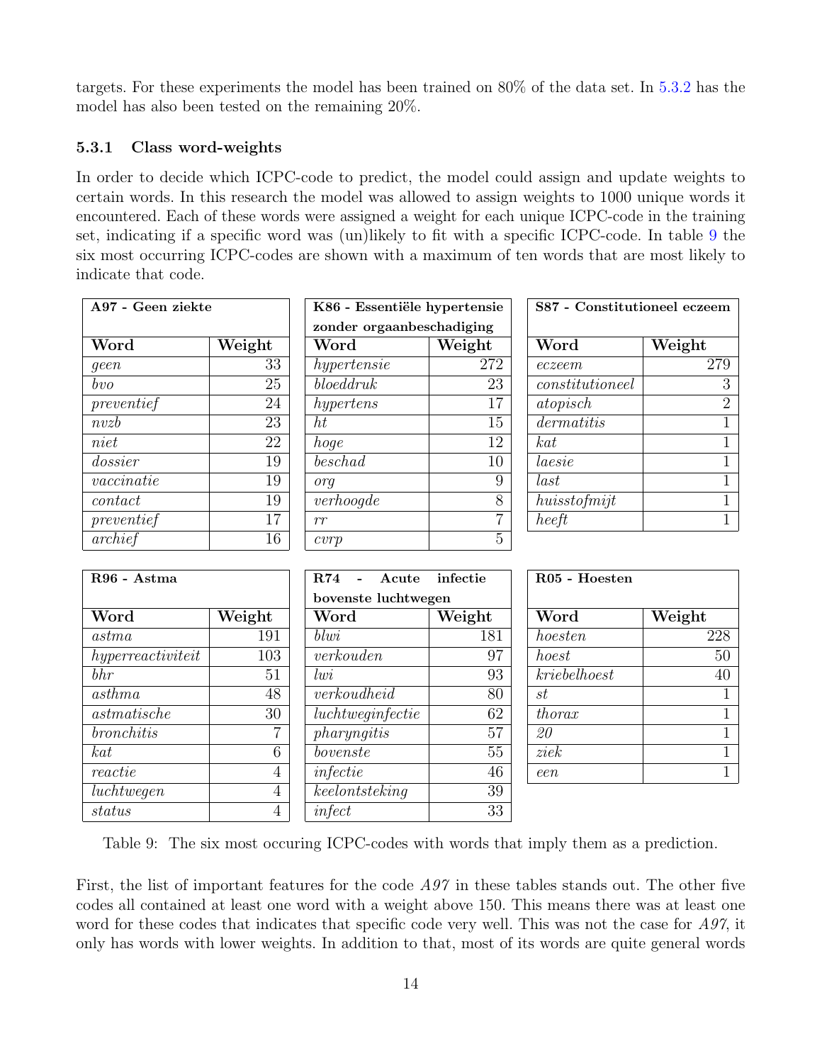targets. For these experiments the model has been trained on 80% of the data set. In 5.3.2 has the model has also been tested on the remaining 20%.

### 5.3.1 Class word-weights

In order to decide which ICPC-code to predict, the model could assign and update weights to certain words. In this research the model was allowed to assign weights to 1000 unique words it encountered. Each of these words were assigned a weight for each unique ICPC-code in the training set, indicating if a specific word was (un)likely to fit with a specific ICPC-code. In table 9 the six most occurring ICPC-codes are shown with a maximum of ten words that are most likely to indicate that code.

| **A97 - Geen ziekte** | |
|---|---|
| **Word** | **Weight** |
| *geen* | 33 |
| *bvo* | 25 |
| *preventief* | 24 |
| *nvzb* | 23 |
| *niet* | 22 |
| *dossier* | 19 |
| *vaccinatie* | 19 |
| *contact* | 19 |
| *preventief* | 17 |
| *archief* | 16 |

| **K86 - Essentiële hypertensie zonder orgaanbeschadiging** | |
|---|---|
| **Word** | **Weight** |
| *hypertensie* | 272 |
| *bloeddruk* | 23 |
| *hypertens* | 17 |
| *ht* | 15 |
| *hoge* | 12 |
| *beschad* | 10 |
| *org* | 9 |
| *verhoogde* | 8 |
| *rr* | 7 |
| *cvrp* | 5 |

| **S87 - Constitutioneel eczeem** | |
|---|---|
| **Word** | **Weight** |
| *eczeem* | 279 |
| *constitutioneel* | 3 |
| *atopisch* | 2 |
| *dermatitis* | 1 |
| *kat* | 1 |
| *laesie* | 1 |
| *last* | 1 |
| *huisstofmijt* | 1 |
| *heeft* | 1 |

| **R96 - Astma** | |
|---|---|
| **Word** | **Weight** |
| *astma* | 191 |
| *hyperreactiviteit* | 103 |
| *bhr* | 51 |
| *asthma* | 48 |
| *astmatische* | 30 |
| *bronchitis* | 7 |
| *kat* | 6 |
| *reactie* | 4 |
| *luchtwegen* | 4 |
| *status* | 4 |

| **R74 - Acute infectie bovenste luchtwegen** | |
|---|---|
| **Word** | **Weight** |
| *blwi* | 181 |
| *verkouden* | 97 |
| *lwi* | 93 |
| *verkoudheid* | 80 |
| *luchtweginfectie* | 62 |
| *pharyngitis* | 57 |
| *bovenste* | 55 |
| *infectie* | 46 |
| *keelontsteking* | 39 |
| *infect* | 33 |

| **R05 - Hoesten** | |
|---|---|
| **Word** | **Weight** |
| *hoesten* | 228 |
| *hoest* | 50 |
| *kriebelhoest* | 40 |
| *st* | 1 |
| *thorax* | 1 |
| *20* | 1 |
| *ziek* | 1 |
| *een* | 1 |

Table 9: The six most occuring ICPC-codes with words that imply them as a prediction.

First, the list of important features for the code *A97* in these tables stands out. The other five codes all contained at least one word with a weight above 150. This means there was at least one word for these codes that indicates that specific code very well. This was not the case for *A97*, it only has words with lower weights. In addition to that, most of its words are quite general words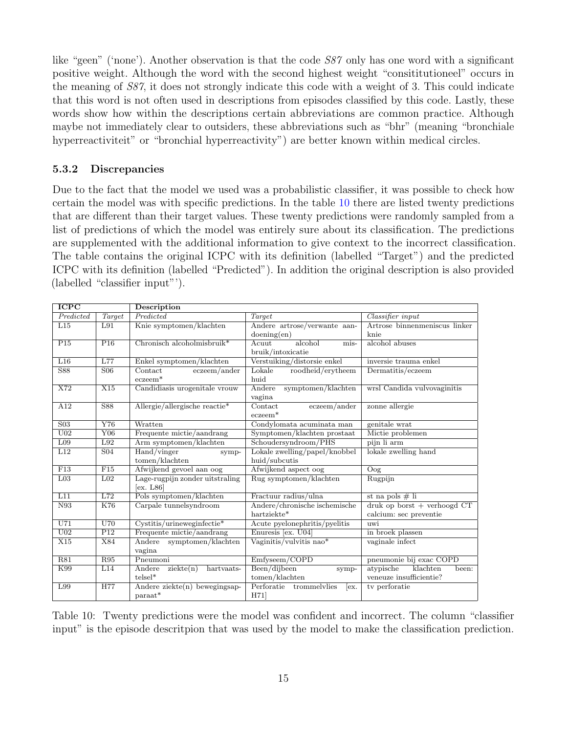like "geen" ('none'). Another observation is that the code *S87* only has one word with a significant positive weight. Although the word with the second highest weight "consititutioneel" occurs in the meaning of *S87*, it does not strongly indicate this code with a weight of 3. This could indicate that this word is not often used in descriptions from episodes classified by this code. Lastly, these words show how within the descriptions certain abbreviations are common practice. Although maybe not immediately clear to outsiders, these abbreviations such as "bhr" (meaning "bronchiale hyperreactiviteit" or "bronchial hyperreactivity") are better known within medical circles.

### 5.3.2 Discrepancies

Due to the fact that the model we used was a probabilistic classifier, it was possible to check how certain the model was with specific predictions. In the table 10 there are listed twenty predictions that are different than their target values. These twenty predictions were randomly sampled from a list of predictions of which the model was entirely sure about its classification. The predictions are supplemented with the additional information to give context to the incorrect classification. The table contains the original ICPC with its definition (labelled "Target") and the predicted ICPC with its definition (labelled "Predicted"). In addition the original description is also provided (labelled "classifier input"').

| **ICPC** | | **Description** | | |
|---|---|---|---|---|
| *Predicted* | *Target* | *Predicted* | *Target* | *Classifier input* |
| L15 | L91 | Knie symptomen/klachten | Andere artrose/verwante aandoening(en) | Artrose binnenmeniscus linker knie |
| P15 | P16 | Chronisch alcoholmisbruik* | Acuut alcohol misbruik/intoxicatie | alcohol abuses |
| L16 | L77 | Enkel symptomen/klachten | Verstuiking/distorsie enkel | inversie trauma enkel |
| S88 | S06 | Contact eczeem/ander eczeem* | Lokale roodheid/erytheem huid | Dermatitis/eczeem |
| X72 | X15 | Candidiasis urogenitale vrouw | Andere symptomen/klachten vagina | wrsl Candida vulvovaginitis |
| A12 | S88 | Allergie/allergische reactie* | Contact eczeem/ander eczeem* | zonne allergie |
| S03 | Y76 | Wratten | Condylomata acuminata man | genitale wrat |
| U02 | Y06 | Frequente mictie/aandrang | Symptomen/klachten prostaat | Mictie problemen |
| L09 | L92 | Arm symptomen/klachten | Schoudersyndroom/PHS | pijn li arm |
| L12 | S04 | Hand/vinger symptomen/klachten | Lokale zwelling/papel/knobbel huid/subcutis | lokale zwelling hand |
| F13 | F15 | Afwijkend gevoel aan oog | Afwijkend aspect oog | Oog |
| L03 | L02 | Lage-rugpijn zonder uitstraling [ex. L86] | Rug symptomen/klachten | Rugpijn |
| L11 | L72 | Pols symptomen/klachten | Fractuur radius/ulna | st na pols # li |
| N93 | K76 | Carpale tunnelsyndroom | Andere/chronische ischemische hartziekte* | druk op borst + verhoogd CT calcium: sec preventie |
| U71 | U70 | Cystitis/urineweginfectie* | Acute pyelonephritis/pyelitis | uwi |
| U02 | P12 | Frequente mictie/aandrang | Enuresis [ex. U04] | in broek plassen |
| X15 | X84 | Andere symptomen/klachten vagina | Vaginitis/vulvitis nao* | vaginale infect |
| R81 | R95 | Pneumoni | Emfyseem/COPD | pneumonie bij exac COPD |
| K99 | L14 | Andere ziekte(n) hartvaatstelsel* | Been/dijbeen symptomen/klachten | atypische klachten been: veneuze insufficientie? |
| L99 | H77 | Andere ziekte(n) bewegingsapparaat* | Perforatie trommelvlies [ex. H71] | tv perforatie |

Table 10: Twenty predictions were the model was confident and incorrect. The column "classifier input" is the episode descritpion that was used by the model to make the classification prediction.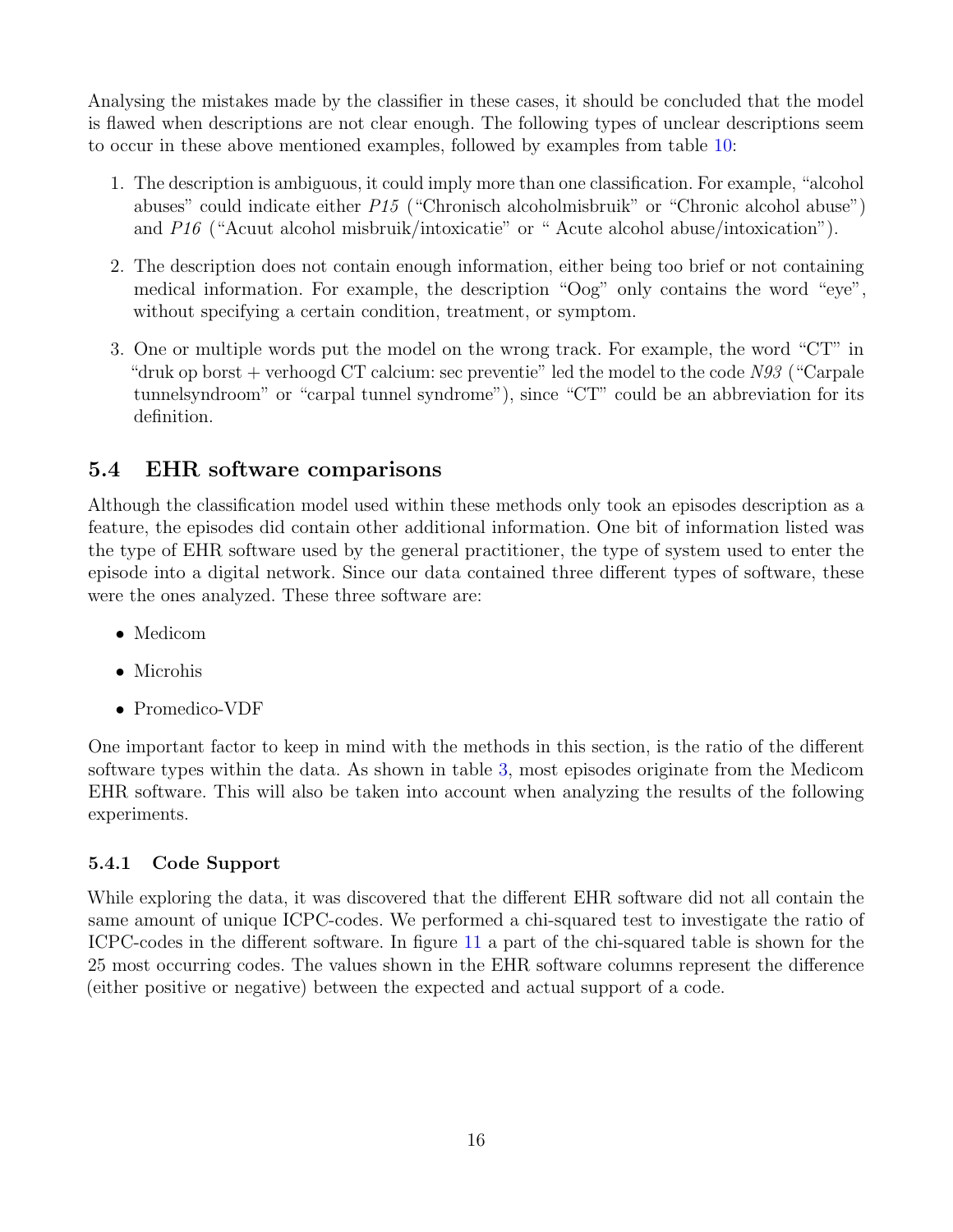Analysing the mistakes made by the classifier in these cases, it should be concluded that the model is flawed when descriptions are not clear enough. The following types of unclear descriptions seem to occur in these above mentioned examples, followed by examples from table 10:

1. The description is ambiguous, it could imply more than one classification. For example, "alcohol abuses" could indicate either *P15* ("Chronisch alcoholmisbruik" or "Chronic alcohol abuse") and *P16* ("Acuut alcohol misbruik/intoxicatie" or " Acute alcohol abuse/intoxication").
2. The description does not contain enough information, either being too brief or not containing medical information. For example, the description "Oog" only contains the word "eye", without specifying a certain condition, treatment, or symptom.
3. One or multiple words put the model on the wrong track. For example, the word "CT" in "druk op borst + verhoogd CT calcium: sec preventie" led the model to the code *N93* ("Carpale tunnelsyndroom" or "carpal tunnel syndrome"), since "CT" could be an abbreviation for its definition.

## 5.4 EHR software comparisons

Although the classification model used within these methods only took an episodes description as a feature, the episodes did contain other additional information. One bit of information listed was the type of EHR software used by the general practitioner, the type of system used to enter the episode into a digital network. Since our data contained three different types of software, these were the ones analyzed. These three software are:

- Medicom
- Microhis
- Promedico-VDF

One important factor to keep in mind with the methods in this section, is the ratio of the different software types within the data. As shown in table 3, most episodes originate from the Medicom EHR software. This will also be taken into account when analyzing the results of the following experiments.

### 5.4.1 Code Support

While exploring the data, it was discovered that the different EHR software did not all contain the same amount of unique ICPC-codes. We performed a chi-squared test to investigate the ratio of ICPC-codes in the different software. In figure 11 a part of the chi-squared table is shown for the 25 most occurring codes. The values shown in the EHR software columns represent the difference (either positive or negative) between the expected and actual support of a code.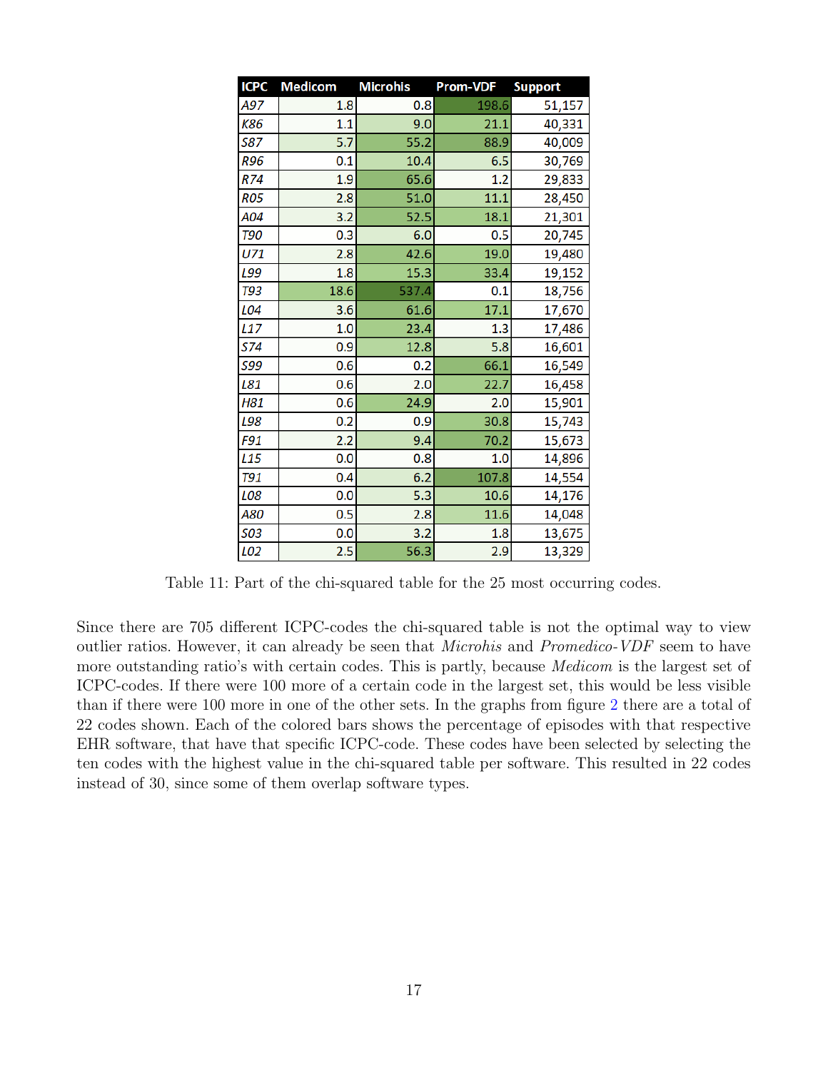| ICPC | Medicom | Microhis | Prom-VDF | Support |
|---|---|---|---|---|
| *A97* | 1.8 | 0.8 | 198.6 | 51,157 |
| *K86* | 1.1 | 9.0 | 21.1 | 40,331 |
| *S87* | 5.7 | 55.2 | 88.9 | 40,009 |
| *R96* | 0.1 | 10.4 | 6.5 | 30,769 |
| *R74* | 1.9 | 65.6 | 1.2 | 29,833 |
| *R05* | 2.8 | 51.0 | 11.1 | 28,450 |
| *A04* | 3.2 | 52.5 | 18.1 | 21,301 |
| *T90* | 0.3 | 6.0 | 0.5 | 20,745 |
| *U71* | 2.8 | 42.6 | 19.0 | 19,480 |
| *L99* | 1.8 | 15.3 | 33.4 | 19,152 |
| *T93* | 18.6 | 537.4 | 0.1 | 18,756 |
| *L04* | 3.6 | 61.6 | 17.1 | 17,670 |
| *L17* | 1.0 | 23.4 | 1.3 | 17,486 |
| *S74* | 0.9 | 12.8 | 5.8 | 16,601 |
| *S99* | 0.6 | 0.2 | 66.1 | 16,549 |
| *L81* | 0.6 | 2.0 | 22.7 | 16,458 |
| *H81* | 0.6 | 24.9 | 2.0 | 15,901 |
| *L98* | 0.2 | 0.9 | 30.8 | 15,743 |
| *F91* | 2.2 | 9.4 | 70.2 | 15,673 |
| *L15* | 0.0 | 0.8 | 1.0 | 14,896 |
| *T91* | 0.4 | 6.2 | 107.8 | 14,554 |
| *L08* | 0.0 | 5.3 | 10.6 | 14,176 |
| *A80* | 0.5 | 2.8 | 11.6 | 14,048 |
| *S03* | 0.0 | 3.2 | 1.8 | 13,675 |
| *L02* | 2.5 | 56.3 | 2.9 | 13,329 |

Table 11: Part of the chi-squared table for the 25 most occurring codes.

Since there are 705 different ICPC-codes the chi-squared table is not the optimal way to view outlier ratios. However, it can already be seen that *Microhis* and *Promedico-VDF* seem to have more outstanding ratio's with certain codes. This is partly, because *Medicom* is the largest set of ICPC-codes. If there were 100 more of a certain code in the largest set, this would be less visible than if there were 100 more in one of the other sets. In the graphs from figure 2 there are a total of 22 codes shown. Each of the colored bars shows the percentage of episodes with that respective EHR software, that have that specific ICPC-code. These codes have been selected by selecting the ten codes with the highest value in the chi-squared table per software. This resulted in 22 codes instead of 30, since some of them overlap software types.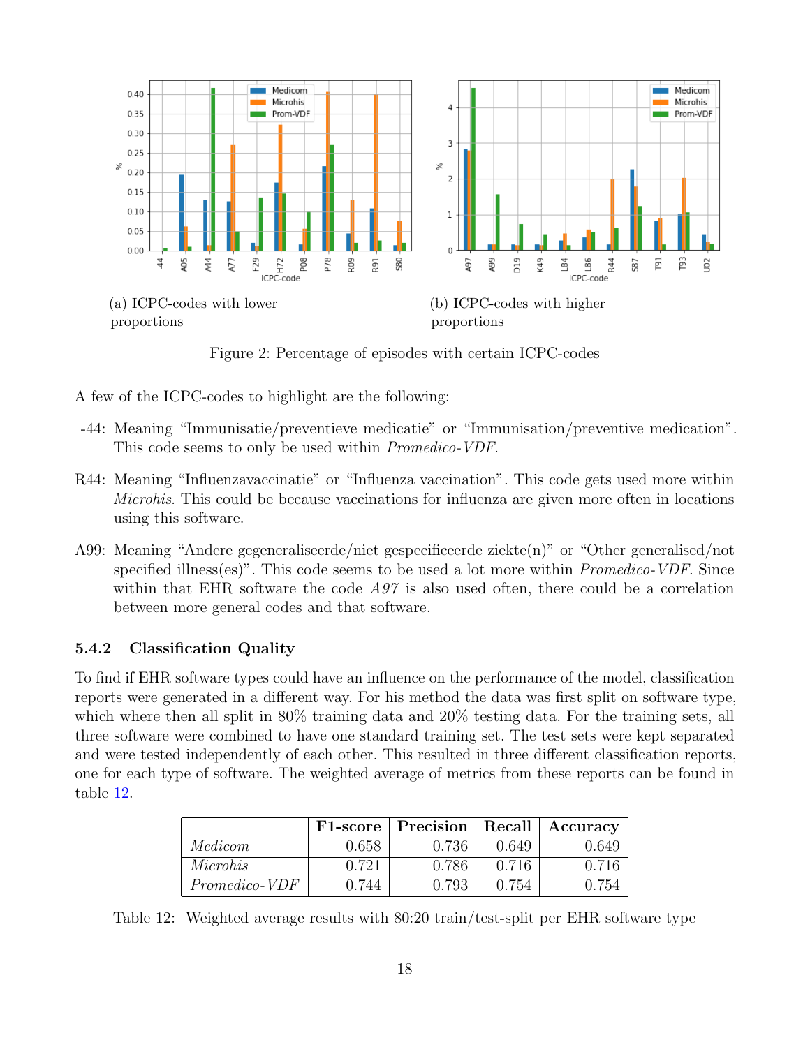(a) ICPC-codes with lower proportions

(b) ICPC-codes with higher proportions

Figure 2: Percentage of episodes with certain ICPC-codes

A few of the ICPC-codes to highlight are the following:

- -44: Meaning "Immunisatie/preventieve medicatie" or "Immunisation/preventive medication". This code seems to only be used within *Promedico-VDF*.
- R44: Meaning "Influenzavaccinatie" or "Influenza vaccination". This code gets used more within *Microhis*. This could be because vaccinations for influenza are given more often in locations using this software.
- A99: Meaning "Andere gegeneraliseerde/niet gespecificeerde ziekte(n)" or "Other generalised/not specified illness(es)". This code seems to be used a lot more within *Promedico-VDF*. Since within that EHR software the code *A97* is also used often, there could be a correlation between more general codes and that software.

### 5.4.2 Classification Quality

To find if EHR software types could have an influence on the performance of the model, classification reports were generated in a different way. For his method the data was first split on software type, which where then all split in 80% training data and 20% testing data. For the training sets, all three software were combined to have one standard training set. The test sets were kept separated and were tested independently of each other. This resulted in three different classification reports, one for each type of software. The weighted average of metrics from these reports can be found in table 12.

| | F1-score | Precision | Recall | Accuracy |
|---|---|---|---|---|
| *Medicom* | 0.658 | 0.736 | 0.649 | 0.649 |
| *Microhis* | 0.721 | 0.786 | 0.716 | 0.716 |
| *Promedico-VDF* | 0.744 | 0.793 | 0.754 | 0.754 |

Table 12: Weighted average results with 80:20 train/test-split per EHR software type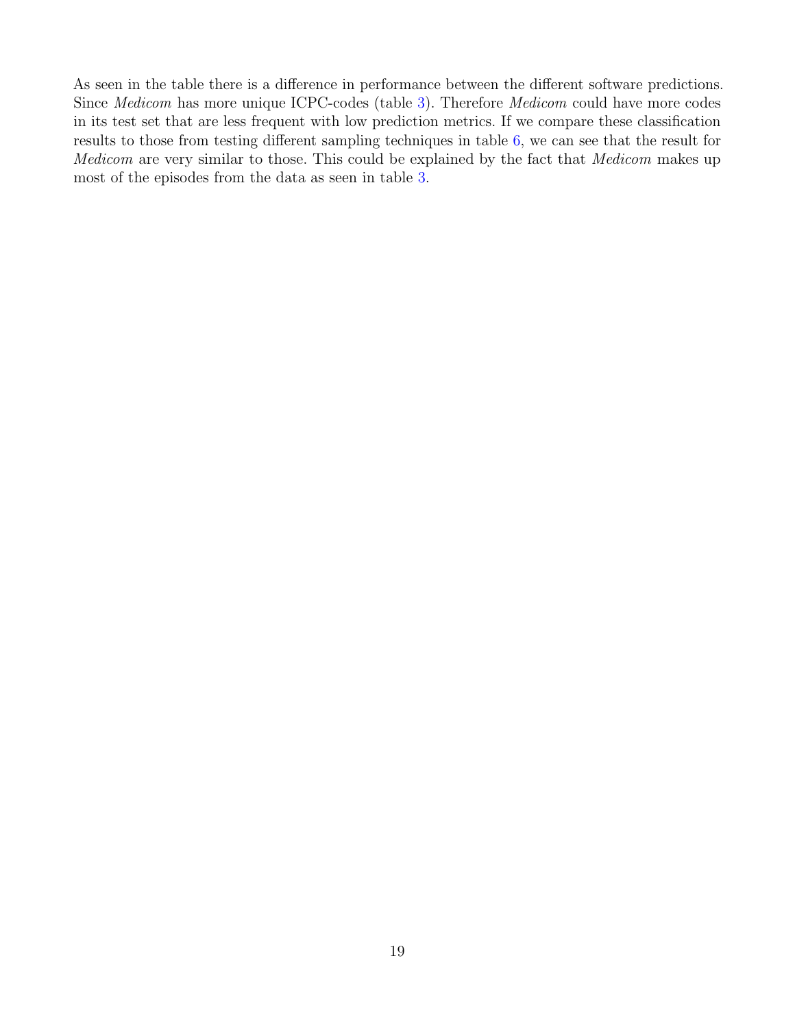As seen in the table there is a difference in performance between the different software predictions. Since *Medicom* has more unique ICPC-codes (table 3). Therefore *Medicom* could have more codes in its test set that are less frequent with low prediction metrics. If we compare these classification results to those from testing different sampling techniques in table 6, we can see that the result for *Medicom* are very similar to those. This could be explained by the fact that *Medicom* makes up most of the episodes from the data as seen in table 3.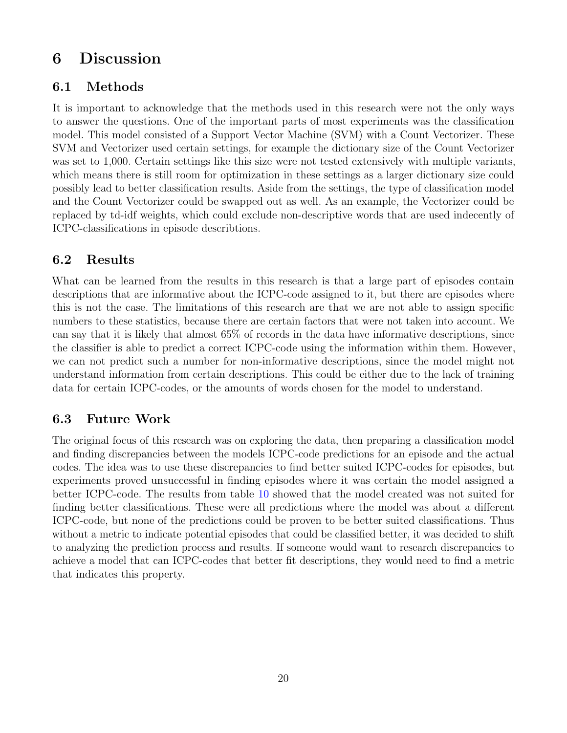# 6 Discussion

## 6.1 Methods

It is important to acknowledge that the methods used in this research were not the only ways to answer the questions. One of the important parts of most experiments was the classification model. This model consisted of a Support Vector Machine (SVM) with a Count Vectorizer. These SVM and Vectorizer used certain settings, for example the dictionary size of the Count Vectorizer was set to 1,000. Certain settings like this size were not tested extensively with multiple variants, which means there is still room for optimization in these settings as a larger dictionary size could possibly lead to better classification results. Aside from the settings, the type of classification model and the Count Vectorizer could be swapped out as well. As an example, the Vectorizer could be replaced by td-idf weights, which could exclude non-descriptive words that are used indecently of ICPC-classifications in episode describtions.

## 6.2 Results

What can be learned from the results in this research is that a large part of episodes contain descriptions that are informative about the ICPC-code assigned to it, but there are episodes where this is not the case. The limitations of this research are that we are not able to assign specific numbers to these statistics, because there are certain factors that were not taken into account. We can say that it is likely that almost 65% of records in the data have informative descriptions, since the classifier is able to predict a correct ICPC-code using the information within them. However, we can not predict such a number for non-informative descriptions, since the model might not understand information from certain descriptions. This could be either due to the lack of training data for certain ICPC-codes, or the amounts of words chosen for the model to understand.

## 6.3 Future Work

The original focus of this research was on exploring the data, then preparing a classification model and finding discrepancies between the models ICPC-code predictions for an episode and the actual codes. The idea was to use these discrepancies to find better suited ICPC-codes for episodes, but experiments proved unsuccessful in finding episodes where it was certain the model assigned a better ICPC-code. The results from table 10 showed that the model created was not suited for finding better classifications. These were all predictions where the model was about a different ICPC-code, but none of the predictions could be proven to be better suited classifications. Thus without a metric to indicate potential episodes that could be classified better, it was decided to shift to analyzing the prediction process and results. If someone would want to research discrepancies to achieve a model that can ICPC-codes that better fit descriptions, they would need to find a metric that indicates this property.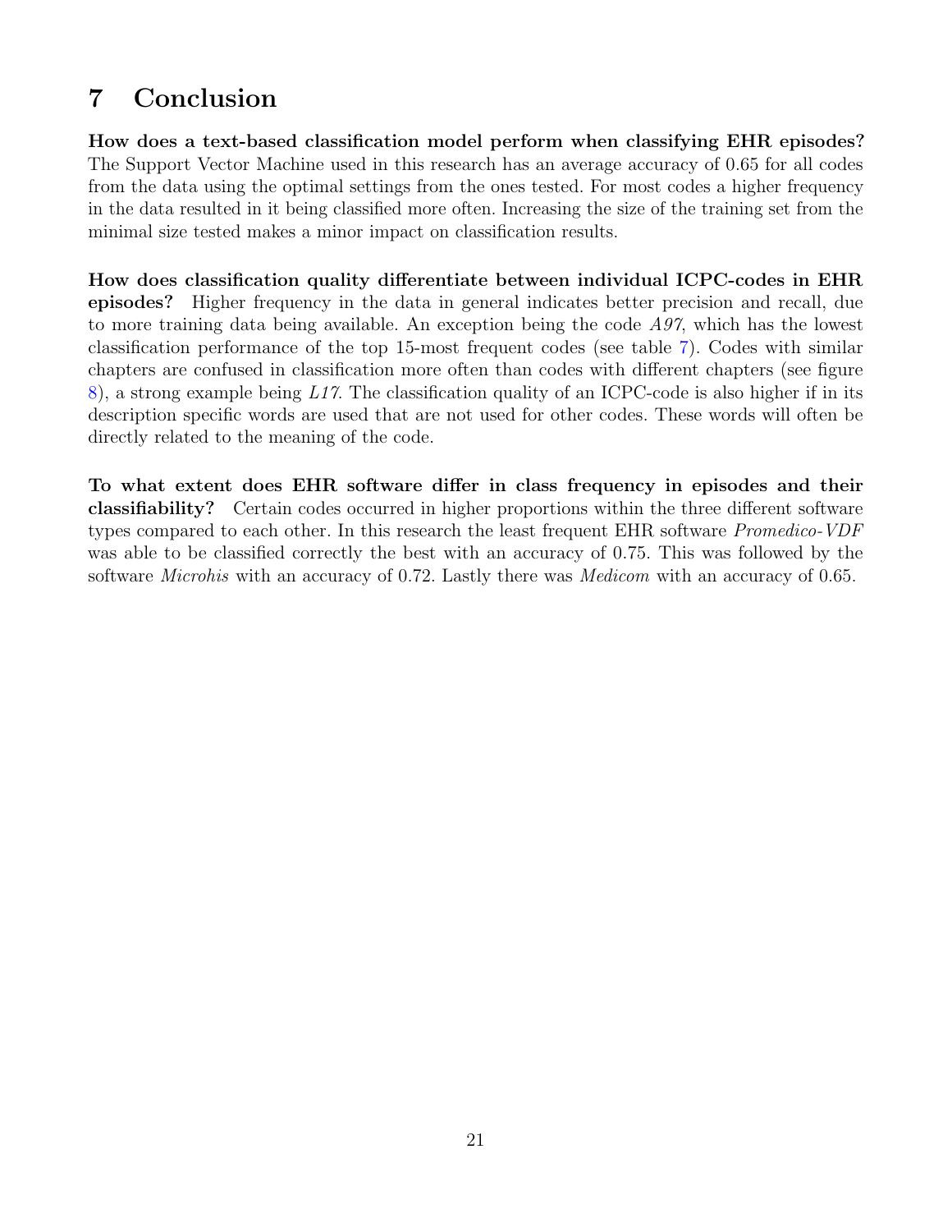# 7 Conclusion

**How does a text-based classification model perform when classifying EHR episodes?** The Support Vector Machine used in this research has an average accuracy of 0.65 for all codes from the data using the optimal settings from the ones tested. For most codes a higher frequency in the data resulted in it being classified more often. Increasing the size of the training set from the minimal size tested makes a minor impact on classification results.

**How does classification quality differentiate between individual ICPC-codes in EHR episodes?** Higher frequency in the data in general indicates better precision and recall, due to more training data being available. An exception being the code *A97*, which has the lowest classification performance of the top 15-most frequent codes (see table 7). Codes with similar chapters are confused in classification more often than codes with different chapters (see figure 8), a strong example being *L17*. The classification quality of an ICPC-code is also higher if in its description specific words are used that are not used for other codes. These words will often be directly related to the meaning of the code.

**To what extent does EHR software differ in class frequency in episodes and their classifiability?** Certain codes occurred in higher proportions within the three different software types compared to each other. In this research the least frequent EHR software *Promedico-VDF* was able to be classified correctly the best with an accuracy of 0.75. This was followed by the software *Microhis* with an accuracy of 0.72. Lastly there was *Medicom* with an accuracy of 0.65.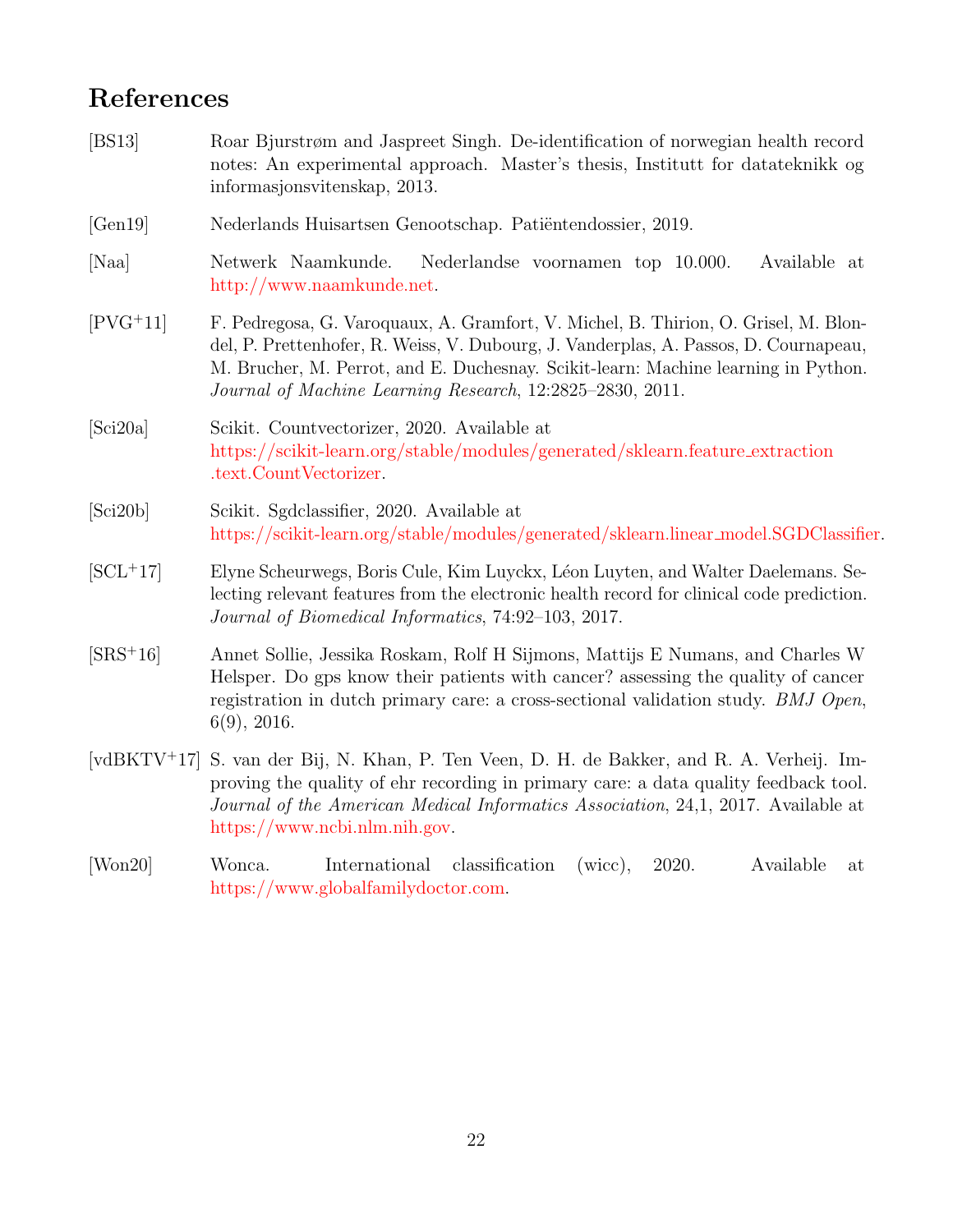# References

[BS13] Roar Bjurstrøm and Jaspreet Singh. De-identification of norwegian health record notes: An experimental approach. Master's thesis, Institutt for datateknikk og informasjonsvitenskap, 2013.

[Gen19] Nederlands Huisartsen Genootschap. Patiëntendossier, 2019.

[Naa] Netwerk Naamkunde. Nederlandse voornamen top 10.000. Available at http://www.naamkunde.net.

[PVG+11] F. Pedregosa, G. Varoquaux, A. Gramfort, V. Michel, B. Thirion, O. Grisel, M. Blondel, P. Prettenhofer, R. Weiss, V. Dubourg, J. Vanderplas, A. Passos, D. Cournapeau, M. Brucher, M. Perrot, and E. Duchesnay. Scikit-learn: Machine learning in Python. *Journal of Machine Learning Research*, 12:2825–2830, 2011.

[Sci20a] Scikit. Countvectorizer, 2020. Available at https://scikit-learn.org/stable/modules/generated/sklearn.feature_extraction.text.CountVectorizer.

[Sci20b] Scikit. Sgdclassifier, 2020. Available at https://scikit-learn.org/stable/modules/generated/sklearn.linear_model.SGDClassifier.

[SCL+17] Elyne Scheurwegs, Boris Cule, Kim Luyckx, Léon Luyten, and Walter Daelemans. Selecting relevant features from the electronic health record for clinical code prediction. *Journal of Biomedical Informatics*, 74:92–103, 2017.

[SRS+16] Annet Sollie, Jessika Roskam, Rolf H Sijmons, Mattijs E Numans, and Charles W Helsper. Do gps know their patients with cancer? assessing the quality of cancer registration in dutch primary care: a cross-sectional validation study. *BMJ Open*, 6(9), 2016.

[vdBKTV+17] S. van der Bij, N. Khan, P. Ten Veen, D. H. de Bakker, and R. A. Verheij. Improving the quality of ehr recording in primary care: a data quality feedback tool. *Journal of the American Medical Informatics Association*, 24,1, 2017. Available at https://www.ncbi.nlm.nih.gov.

[Won20] Wonca. International classification (wicc), 2020. Available at https://www.globalfamilydoctor.com.